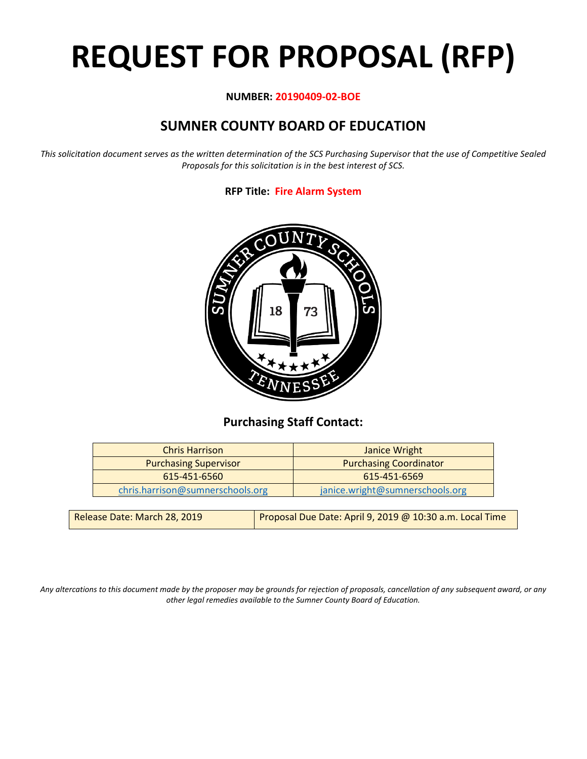# REQUEST FOR PROPOSAL (RFP)

**NUMBER: 20190409-02-BOE**

## SUMNER COUNTY BOARD OF EDUCATION

*This solicitation document serves as the written determination of the SCS Purchasing Supervisor that the use of Competitive Sealed Proposals for this solicitation is in the best interest of SCS.*

**RFP Title: Fire Alarm System**

### Purchasing Staff Contact:

| Chris Harrison | Janice Wright |
|---|---|
| Purchasing Supervisor | Purchasing Coordinator |
| 615-451-6560 | 615-451-6569 |
| chris.harrison@sumnerschools.org | janice.wright@sumnerschools.org |

| Release Date: March 28, 2019 | Proposal Due Date: April 9, 2019 @ 10:30 a.m. Local Time |
|---|---|

*Any altercations to this document made by the proposer may be grounds for rejection of proposals, cancellation of any subsequent award, or any other legal remedies available to the Sumner County Board of Education.*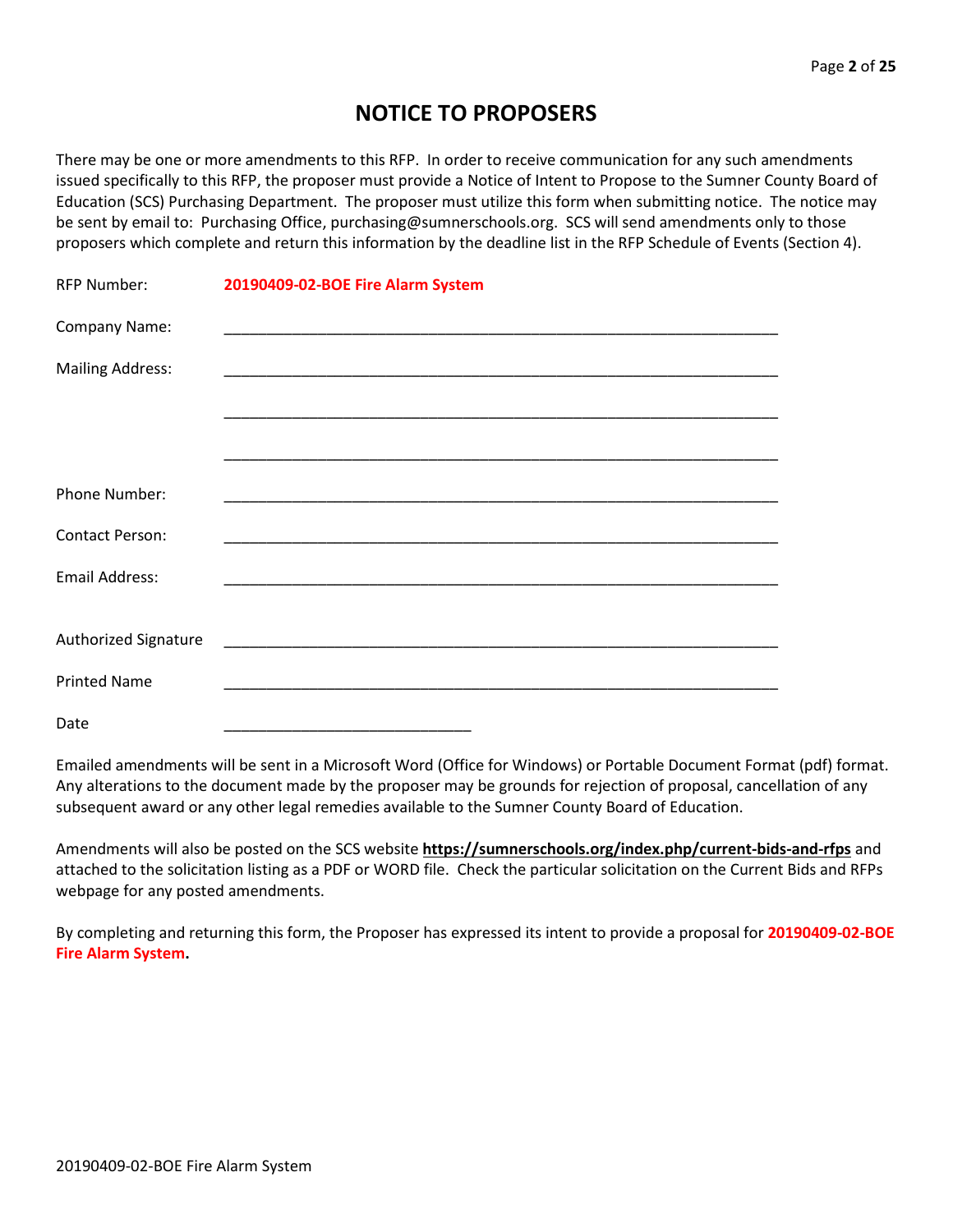# NOTICE TO PROPOSERS

There may be one or more amendments to this RFP. In order to receive communication for any such amendments issued specifically to this RFP, the proposer must provide a Notice of Intent to Propose to the Sumner County Board of Education (SCS) Purchasing Department. The proposer must utilize this form when submitting notice. The notice may be sent by email to: Purchasing Office, purchasing@sumnerschools.org. SCS will send amendments only to those proposers which complete and return this information by the deadline list in the RFP Schedule of Events (Section 4).

RFP Number: **20190409-02-BOE Fire Alarm System**

Company Name: ______________________________________________________________

Mailing Address: ______________________________________________________________

______________________________________________________________

______________________________________________________________

Phone Number: ______________________________________________________________

Contact Person: ______________________________________________________________

Email Address: ______________________________________________________________

Authorized Signature ______________________________________________________________

Printed Name ______________________________________________________________

Date ____________________________

Emailed amendments will be sent in a Microsoft Word (Office for Windows) or Portable Document Format (pdf) format. Any alterations to the document made by the proposer may be grounds for rejection of proposal, cancellation of any subsequent award or any other legal remedies available to the Sumner County Board of Education.

Amendments will also be posted on the SCS website **https://sumnerschools.org/index.php/current-bids-and-rfps** and attached to the solicitation listing as a PDF or WORD file. Check the particular solicitation on the Current Bids and RFPs webpage for any posted amendments.

By completing and returning this form, the Proposer has expressed its intent to provide a proposal for **20190409-02-BOE Fire Alarm System.**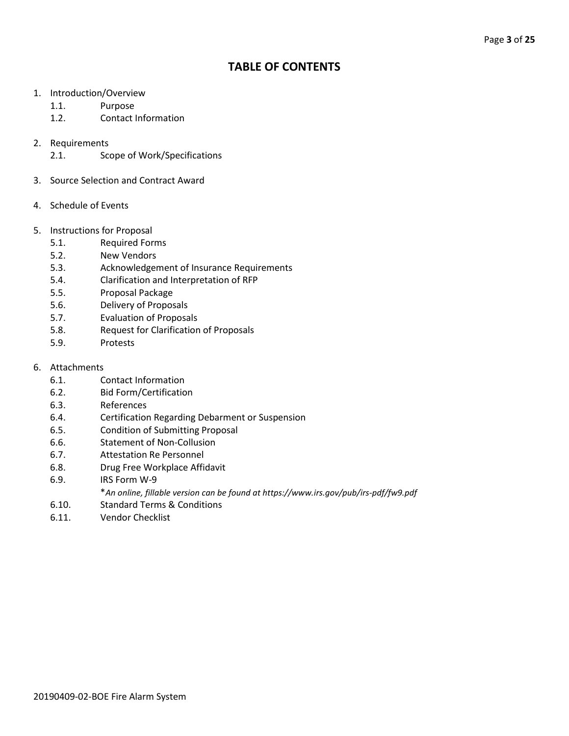# TABLE OF CONTENTS

1. Introduction/Overview
   - 1.1. Purpose
   - 1.2. Contact Information

2. Requirements
   - 2.1. Scope of Work/Specifications

3. Source Selection and Contract Award

4. Schedule of Events

5. Instructions for Proposal
   - 5.1. Required Forms
   - 5.2. New Vendors
   - 5.3. Acknowledgement of Insurance Requirements
   - 5.4. Clarification and Interpretation of RFP
   - 5.5. Proposal Package
   - 5.6. Delivery of Proposals
   - 5.7. Evaluation of Proposals
   - 5.8. Request for Clarification of Proposals
   - 5.9. Protests

6. Attachments
   - 6.1. Contact Information
   - 6.2. Bid Form/Certification
   - 6.3. References
   - 6.4. Certification Regarding Debarment or Suspension
   - 6.5. Condition of Submitting Proposal
   - 6.6. Statement of Non-Collusion
   - 6.7. Attestation Re Personnel
   - 6.8. Drug Free Workplace Affidavit
   - 6.9. IRS Form W-9
     
     **An online, fillable version can be found at https://www.irs.gov/pub/irs-pdf/fw9.pdf*
   - 6.10. Standard Terms & Conditions
   - 6.11. Vendor Checklist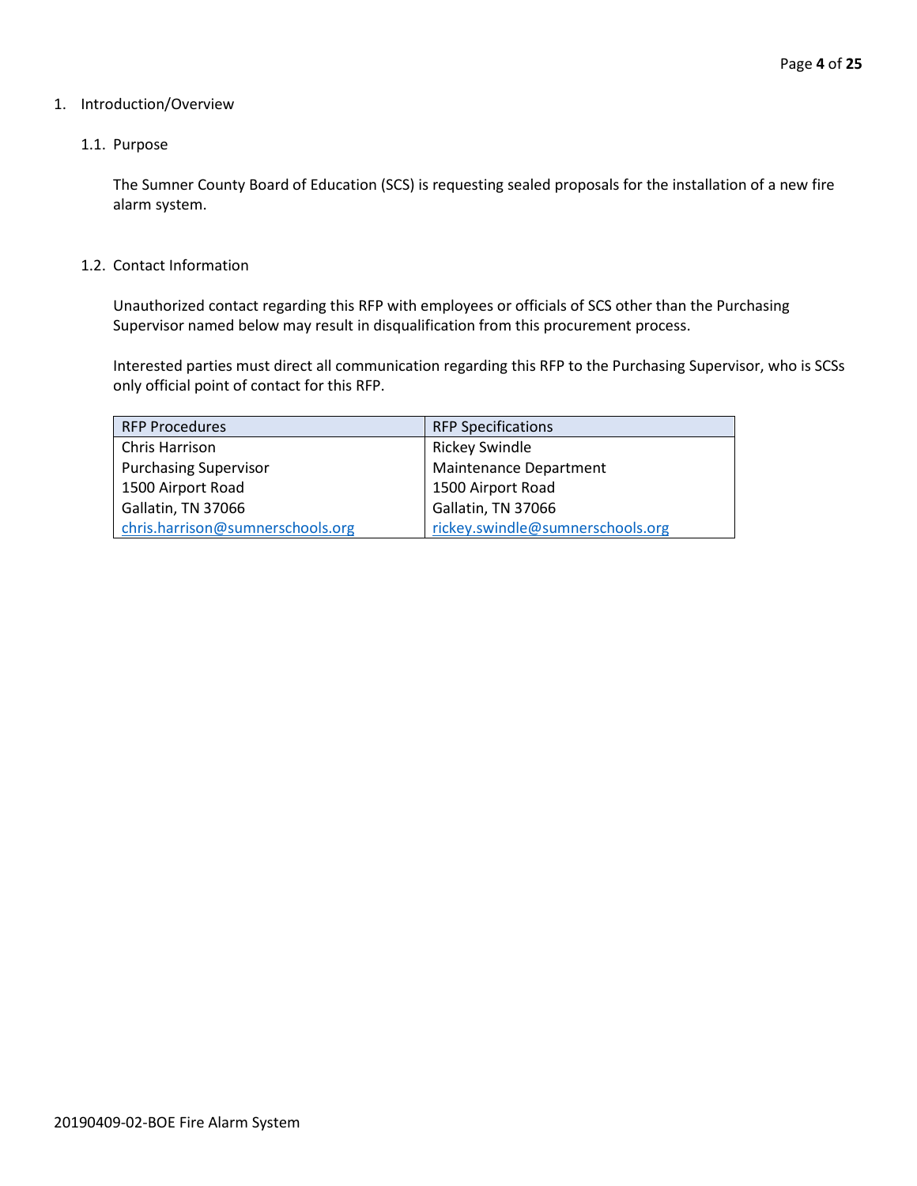1. Introduction/Overview

1.1. Purpose

The Sumner County Board of Education (SCS) is requesting sealed proposals for the installation of a new fire alarm system.

1.2. Contact Information

Unauthorized contact regarding this RFP with employees or officials of SCS other than the Purchasing Supervisor named below may result in disqualification from this procurement process.

Interested parties must direct all communication regarding this RFP to the Purchasing Supervisor, who is SCSs only official point of contact for this RFP.

| RFP Procedures | RFP Specifications |
|---|---|
| Chris Harrison | Rickey Swindle |
| Purchasing Supervisor | Maintenance Department |
| 1500 Airport Road | 1500 Airport Road |
| Gallatin, TN 37066 | Gallatin, TN 37066 |
| chris.harrison@sumnerschools.org | rickey.swindle@sumnerschools.org |

20190409-02-BOE Fire Alarm System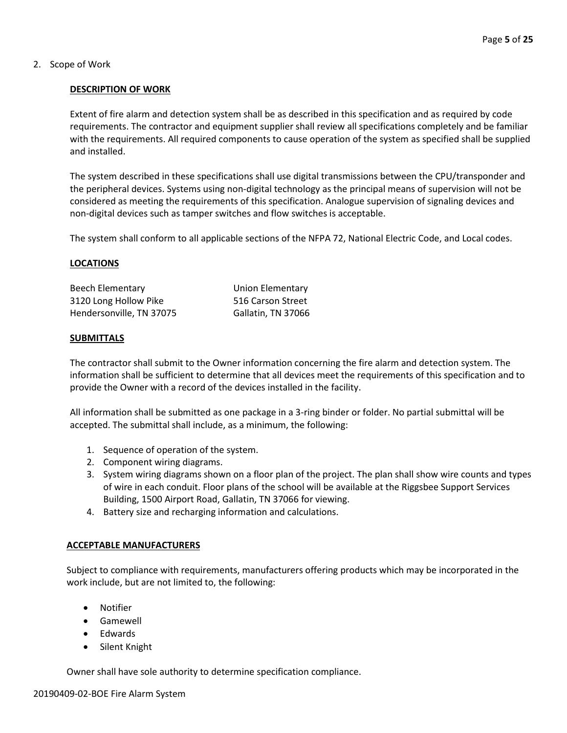2. Scope of Work

**DESCRIPTION OF WORK**

Extent of fire alarm and detection system shall be as described in this specification and as required by code requirements. The contractor and equipment supplier shall review all specifications completely and be familiar with the requirements. All required components to cause operation of the system as specified shall be supplied and installed.

The system described in these specifications shall use digital transmissions between the CPU/transponder and the peripheral devices. Systems using non-digital technology as the principal means of supervision will not be considered as meeting the requirements of this specification. Analogue supervision of signaling devices and non-digital devices such as tamper switches and flow switches is acceptable.

The system shall conform to all applicable sections of the NFPA 72, National Electric Code, and Local codes.

**LOCATIONS**

Beech Elementary
3120 Long Hollow Pike
Hendersonville, TN 37075

Union Elementary
516 Carson Street
Gallatin, TN 37066

**SUBMITTALS**

The contractor shall submit to the Owner information concerning the fire alarm and detection system. The information shall be sufficient to determine that all devices meet the requirements of this specification and to provide the Owner with a record of the devices installed in the facility.

All information shall be submitted as one package in a 3-ring binder or folder. No partial submittal will be accepted. The submittal shall include, as a minimum, the following:

1. Sequence of operation of the system.
2. Component wiring diagrams.
3. System wiring diagrams shown on a floor plan of the project. The plan shall show wire counts and types of wire in each conduit. Floor plans of the school will be available at the Riggsbee Support Services Building, 1500 Airport Road, Gallatin, TN 37066 for viewing.
4. Battery size and recharging information and calculations.

**ACCEPTABLE MANUFACTURERS**

Subject to compliance with requirements, manufacturers offering products which may be incorporated in the work include, but are not limited to, the following:

- Notifier
- Gamewell
- Edwards
- Silent Knight

Owner shall have sole authority to determine specification compliance.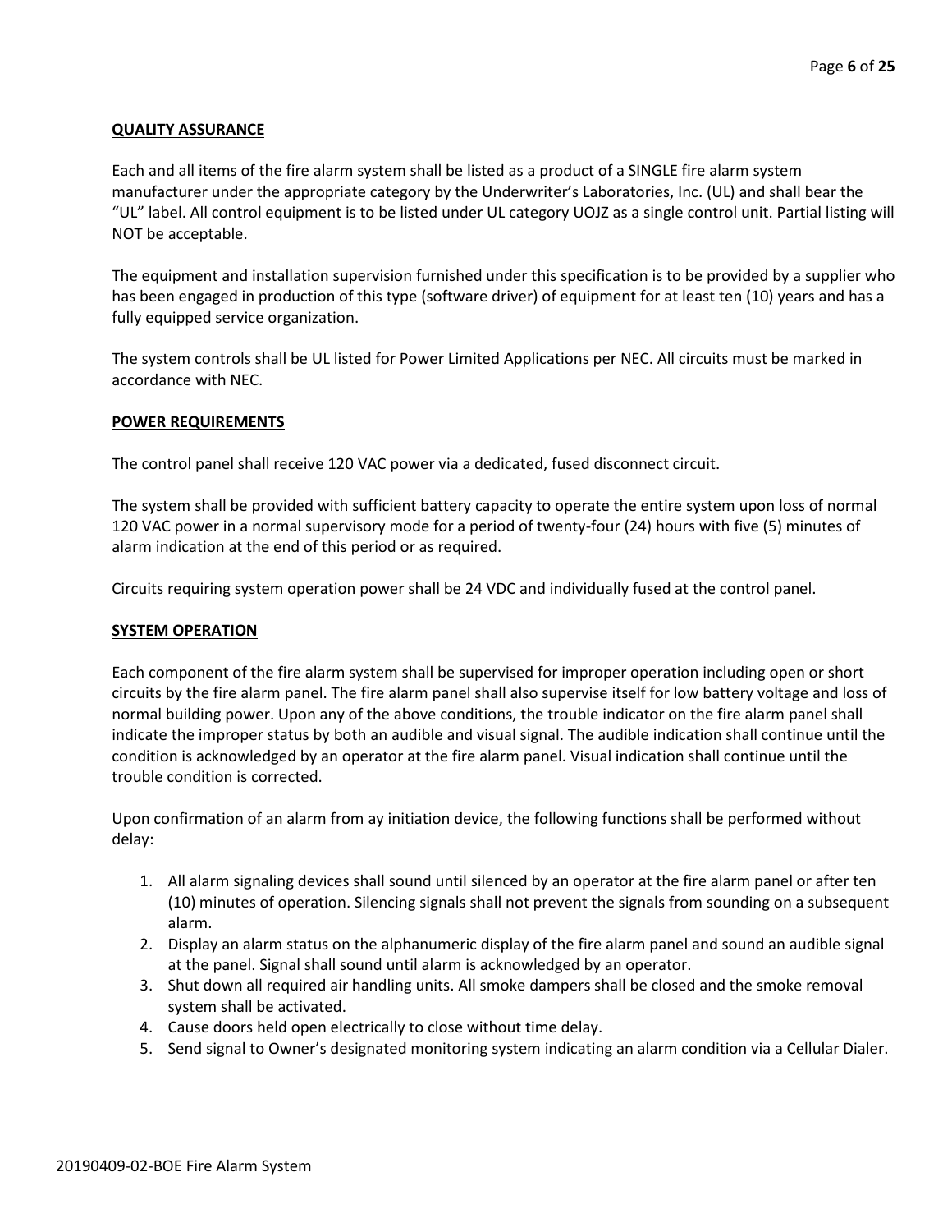**QUALITY ASSURANCE**

Each and all items of the fire alarm system shall be listed as a product of a SINGLE fire alarm system manufacturer under the appropriate category by the Underwriter's Laboratories, Inc. (UL) and shall bear the "UL" label. All control equipment is to be listed under UL category UOJZ as a single control unit. Partial listing will NOT be acceptable.

The equipment and installation supervision furnished under this specification is to be provided by a supplier who has been engaged in production of this type (software driver) of equipment for at least ten (10) years and has a fully equipped service organization.

The system controls shall be UL listed for Power Limited Applications per NEC. All circuits must be marked in accordance with NEC.

**POWER REQUIREMENTS**

The control panel shall receive 120 VAC power via a dedicated, fused disconnect circuit.

The system shall be provided with sufficient battery capacity to operate the entire system upon loss of normal 120 VAC power in a normal supervisory mode for a period of twenty-four (24) hours with five (5) minutes of alarm indication at the end of this period or as required.

Circuits requiring system operation power shall be 24 VDC and individually fused at the control panel.

**SYSTEM OPERATION**

Each component of the fire alarm system shall be supervised for improper operation including open or short circuits by the fire alarm panel. The fire alarm panel shall also supervise itself for low battery voltage and loss of normal building power. Upon any of the above conditions, the trouble indicator on the fire alarm panel shall indicate the improper status by both an audible and visual signal. The audible indication shall continue until the condition is acknowledged by an operator at the fire alarm panel. Visual indication shall continue until the trouble condition is corrected.

Upon confirmation of an alarm from ay initiation device, the following functions shall be performed without delay:

1. All alarm signaling devices shall sound until silenced by an operator at the fire alarm panel or after ten (10) minutes of operation. Silencing signals shall not prevent the signals from sounding on a subsequent alarm.
2. Display an alarm status on the alphanumeric display of the fire alarm panel and sound an audible signal at the panel. Signal shall sound until alarm is acknowledged by an operator.
3. Shut down all required air handling units. All smoke dampers shall be closed and the smoke removal system shall be activated.
4. Cause doors held open electrically to close without time delay.
5. Send signal to Owner's designated monitoring system indicating an alarm condition via a Cellular Dialer.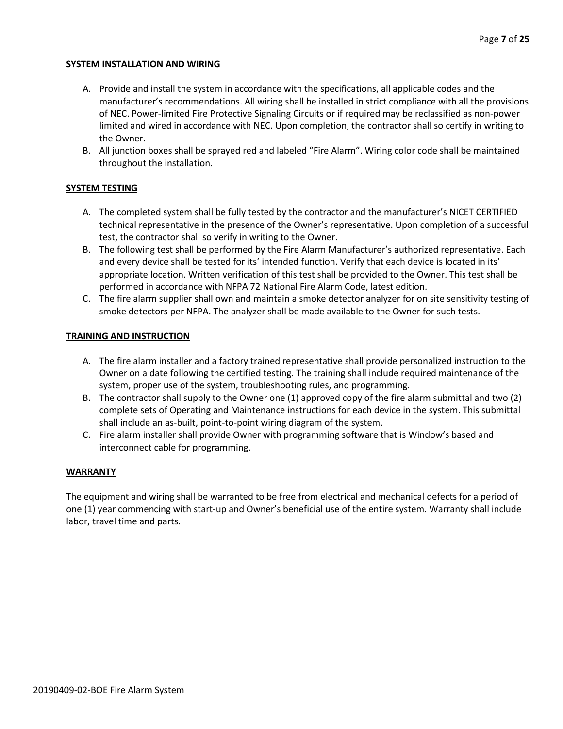**SYSTEM INSTALLATION AND WIRING**

A. Provide and install the system in accordance with the specifications, all applicable codes and the manufacturer's recommendations. All wiring shall be installed in strict compliance with all the provisions of NEC. Power-limited Fire Protective Signaling Circuits or if required may be reclassified as non-power limited and wired in accordance with NEC. Upon completion, the contractor shall so certify in writing to the Owner.
B. All junction boxes shall be sprayed red and labeled "Fire Alarm". Wiring color code shall be maintained throughout the installation.

**SYSTEM TESTING**

A. The completed system shall be fully tested by the contractor and the manufacturer's NICET CERTIFIED technical representative in the presence of the Owner's representative. Upon completion of a successful test, the contractor shall so verify in writing to the Owner.
B. The following test shall be performed by the Fire Alarm Manufacturer's authorized representative. Each and every device shall be tested for its' intended function. Verify that each device is located in its' appropriate location. Written verification of this test shall be provided to the Owner. This test shall be performed in accordance with NFPA 72 National Fire Alarm Code, latest edition.
C. The fire alarm supplier shall own and maintain a smoke detector analyzer for on site sensitivity testing of smoke detectors per NFPA. The analyzer shall be made available to the Owner for such tests.

**TRAINING AND INSTRUCTION**

A. The fire alarm installer and a factory trained representative shall provide personalized instruction to the Owner on a date following the certified testing. The training shall include required maintenance of the system, proper use of the system, troubleshooting rules, and programming.
B. The contractor shall supply to the Owner one (1) approved copy of the fire alarm submittal and two (2) complete sets of Operating and Maintenance instructions for each device in the system. This submittal shall include an as-built, point-to-point wiring diagram of the system.
C. Fire alarm installer shall provide Owner with programming software that is Window's based and interconnect cable for programming.

**WARRANTY**

The equipment and wiring shall be warranted to be free from electrical and mechanical defects for a period of one (1) year commencing with start-up and Owner's beneficial use of the entire system. Warranty shall include labor, travel time and parts.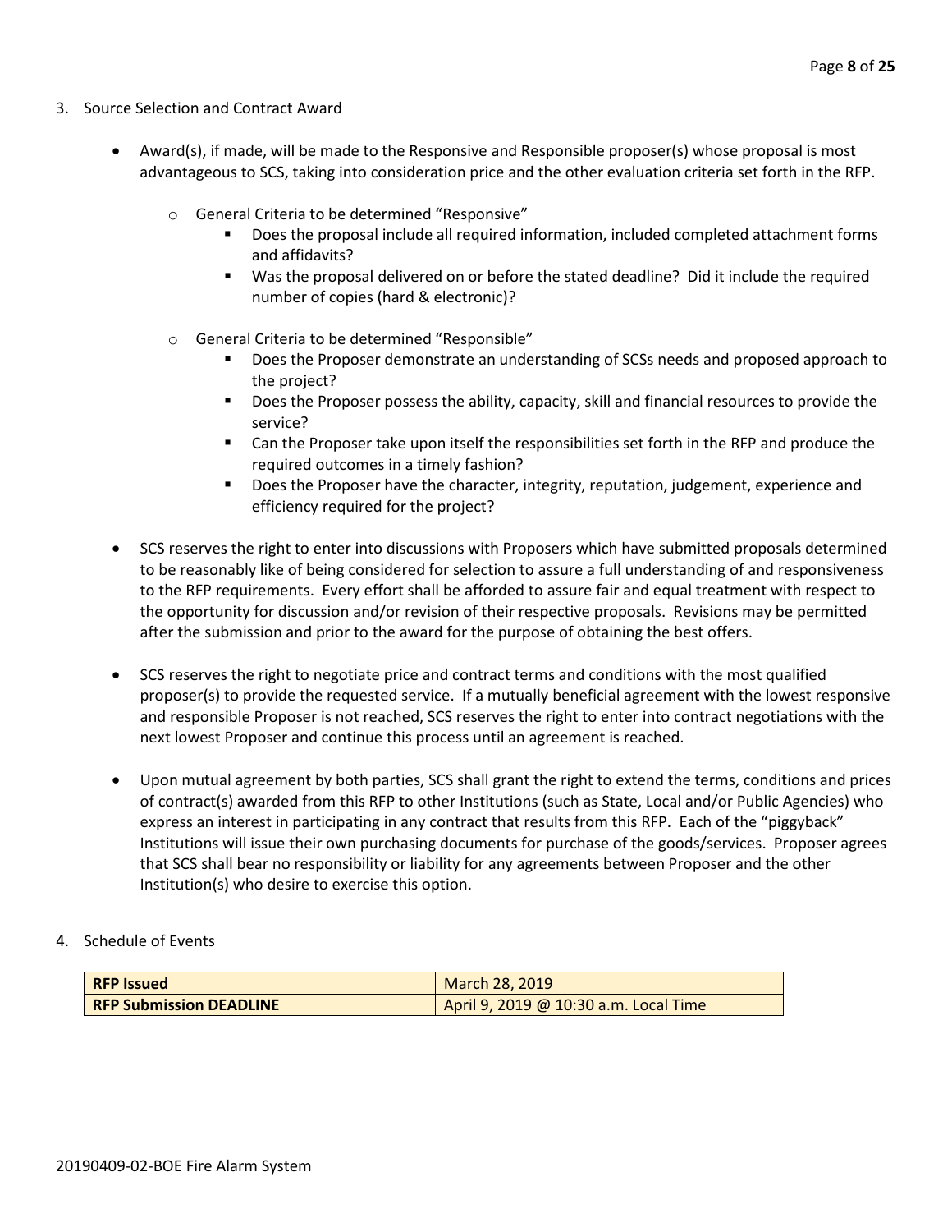3. Source Selection and Contract Award

   - Award(s), if made, will be made to the Responsive and Responsible proposer(s) whose proposal is most advantageous to SCS, taking into consideration price and the other evaluation criteria set forth in the RFP.

     - General Criteria to be determined "Responsive"
       - Does the proposal include all required information, included completed attachment forms and affidavits?
       - Was the proposal delivered on or before the stated deadline? Did it include the required number of copies (hard & electronic)?

     - General Criteria to be determined "Responsible"
       - Does the Proposer demonstrate an understanding of SCSs needs and proposed approach to the project?
       - Does the Proposer possess the ability, capacity, skill and financial resources to provide the service?
       - Can the Proposer take upon itself the responsibilities set forth in the RFP and produce the required outcomes in a timely fashion?
       - Does the Proposer have the character, integrity, reputation, judgement, experience and efficiency required for the project?

   - SCS reserves the right to enter into discussions with Proposers which have submitted proposals determined to be reasonably like of being considered for selection to assure a full understanding of and responsiveness to the RFP requirements. Every effort shall be afforded to assure fair and equal treatment with respect to the opportunity for discussion and/or revision of their respective proposals. Revisions may be permitted after the submission and prior to the award for the purpose of obtaining the best offers.

   - SCS reserves the right to negotiate price and contract terms and conditions with the most qualified proposer(s) to provide the requested service. If a mutually beneficial agreement with the lowest responsive and responsible Proposer is not reached, SCS reserves the right to enter into contract negotiations with the next lowest Proposer and continue this process until an agreement is reached.

   - Upon mutual agreement by both parties, SCS shall grant the right to extend the terms, conditions and prices of contract(s) awarded from this RFP to other Institutions (such as State, Local and/or Public Agencies) who express an interest in participating in any contract that results from this RFP. Each of the "piggyback" Institutions will issue their own purchasing documents for purchase of the goods/services. Proposer agrees that SCS shall bear no responsibility or liability for any agreements between Proposer and the other Institution(s) who desire to exercise this option.

4. Schedule of Events

| **RFP Issued** | March 28, 2019 |
|---|---|
| **RFP Submission DEADLINE** | April 9, 2019 @ 10:30 a.m. Local Time |

20190409-02-BOE Fire Alarm System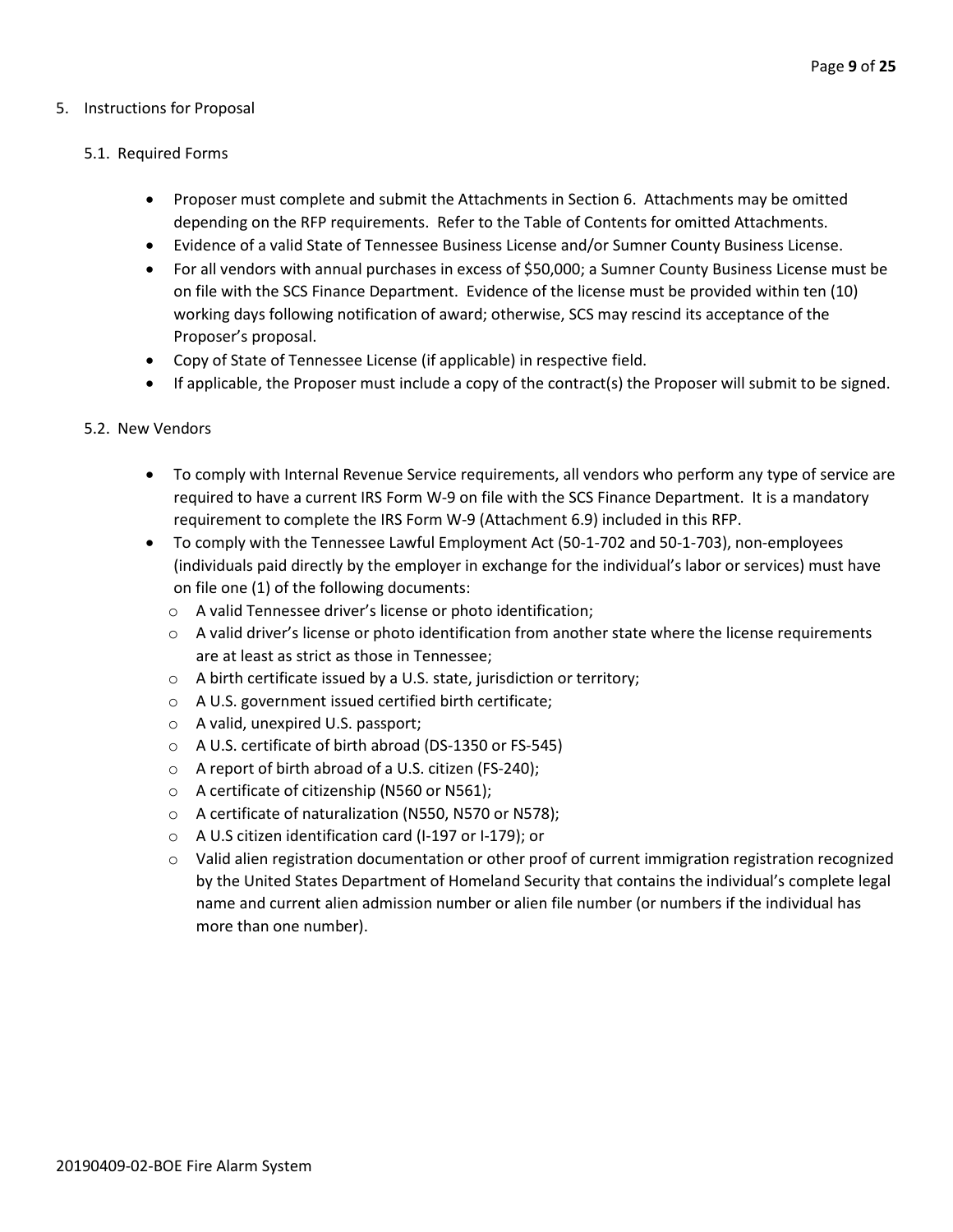## 5. Instructions for Proposal

### 5.1. Required Forms

- Proposer must complete and submit the Attachments in Section 6. Attachments may be omitted depending on the RFP requirements. Refer to the Table of Contents for omitted Attachments.
- Evidence of a valid State of Tennessee Business License and/or Sumner County Business License.
- For all vendors with annual purchases in excess of $50,000; a Sumner County Business License must be on file with the SCS Finance Department. Evidence of the license must be provided within ten (10) working days following notification of award; otherwise, SCS may rescind its acceptance of the Proposer's proposal.
- Copy of State of Tennessee License (if applicable) in respective field.
- If applicable, the Proposer must include a copy of the contract(s) the Proposer will submit to be signed.

### 5.2. New Vendors

- To comply with Internal Revenue Service requirements, all vendors who perform any type of service are required to have a current IRS Form W-9 on file with the SCS Finance Department. It is a mandatory requirement to complete the IRS Form W-9 (Attachment 6.9) included in this RFP.
- To comply with the Tennessee Lawful Employment Act (50-1-702 and 50-1-703), non-employees (individuals paid directly by the employer in exchange for the individual's labor or services) must have on file one (1) of the following documents:
  - A valid Tennessee driver's license or photo identification;
  - A valid driver's license or photo identification from another state where the license requirements are at least as strict as those in Tennessee;
  - A birth certificate issued by a U.S. state, jurisdiction or territory;
  - A U.S. government issued certified birth certificate;
  - A valid, unexpired U.S. passport;
  - A U.S. certificate of birth abroad (DS-1350 or FS-545)
  - A report of birth abroad of a U.S. citizen (FS-240);
  - A certificate of citizenship (N560 or N561);
  - A certificate of naturalization (N550, N570 or N578);
  - A U.S citizen identification card (I-197 or I-179); or
  - Valid alien registration documentation or other proof of current immigration registration recognized by the United States Department of Homeland Security that contains the individual's complete legal name and current alien admission number or alien file number (or numbers if the individual has more than one number).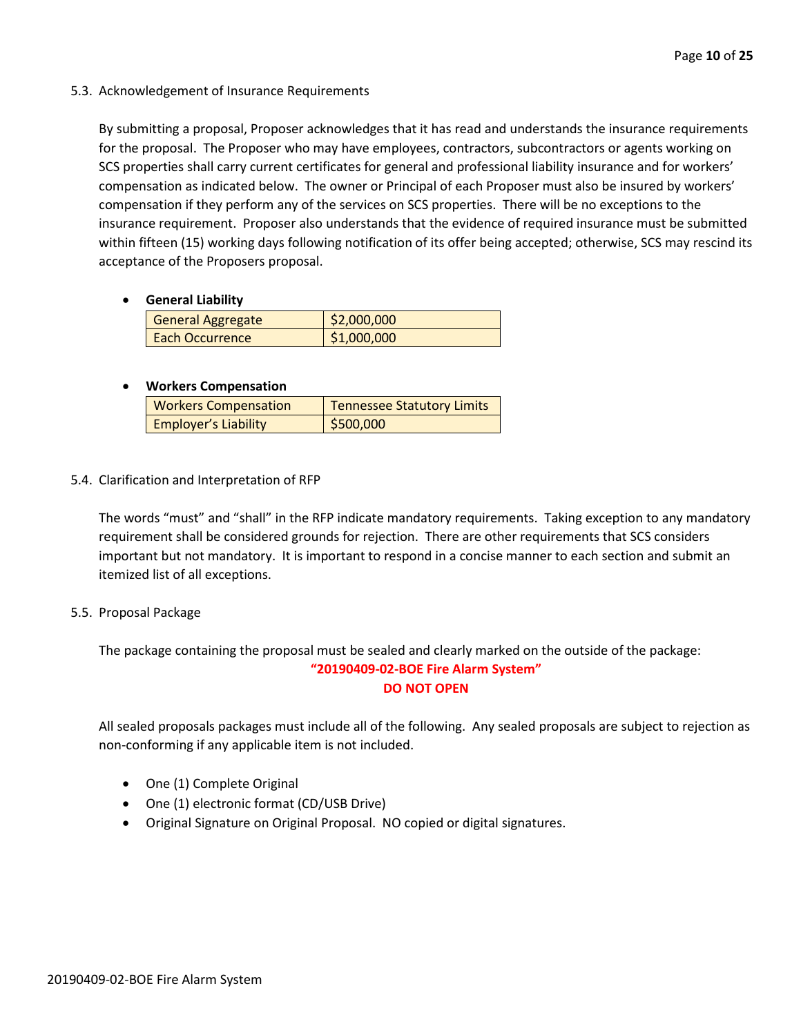## 5.3. Acknowledgement of Insurance Requirements

By submitting a proposal, Proposer acknowledges that it has read and understands the insurance requirements for the proposal. The Proposer who may have employees, contractors, subcontractors or agents working on SCS properties shall carry current certificates for general and professional liability insurance and for workers' compensation as indicated below. The owner or Principal of each Proposer must also be insured by workers' compensation if they perform any of the services on SCS properties. There will be no exceptions to the insurance requirement. Proposer also understands that the evidence of required insurance must be submitted within fifteen (15) working days following notification of its offer being accepted; otherwise, SCS may rescind its acceptance of the Proposers proposal.

- **General Liability**

| General Aggregate | $2,000,000 |
| --- | --- |
| Each Occurrence | $1,000,000 |

- **Workers Compensation**

| Workers Compensation | Tennessee Statutory Limits |
| --- | --- |
| Employer's Liability | $500,000 |

## 5.4. Clarification and Interpretation of RFP

The words "must" and "shall" in the RFP indicate mandatory requirements. Taking exception to any mandatory requirement shall be considered grounds for rejection. There are other requirements that SCS considers important but not mandatory. It is important to respond in a concise manner to each section and submit an itemized list of all exceptions.

## 5.5. Proposal Package

The package containing the proposal must be sealed and clearly marked on the outside of the package:

**"20190409-02-BOE Fire Alarm System"**

**DO NOT OPEN**

All sealed proposals packages must include all of the following. Any sealed proposals are subject to rejection as non-conforming if any applicable item is not included.

- One (1) Complete Original
- One (1) electronic format (CD/USB Drive)
- Original Signature on Original Proposal. NO copied or digital signatures.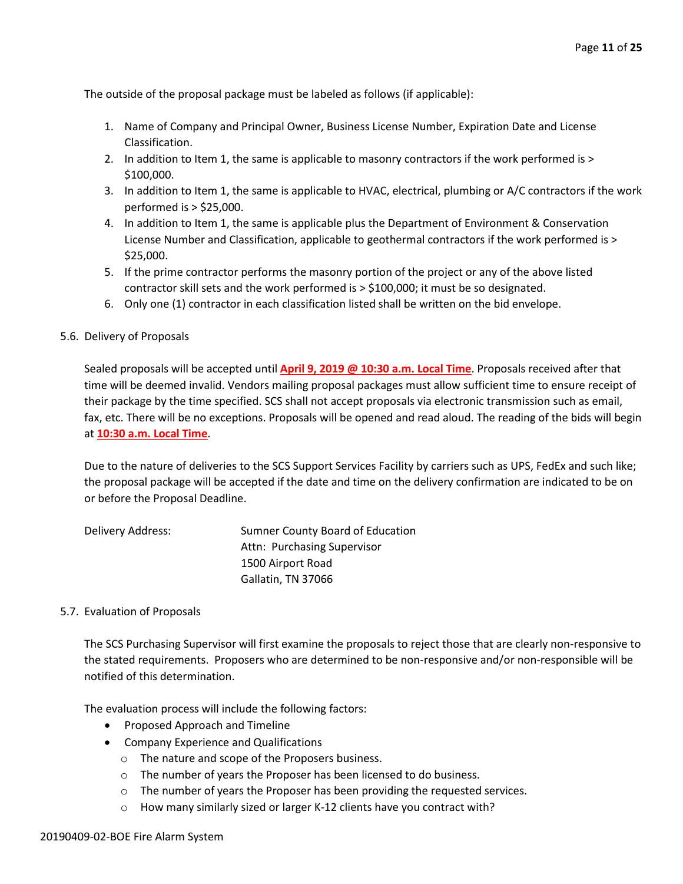The outside of the proposal package must be labeled as follows (if applicable):

1. Name of Company and Principal Owner, Business License Number, Expiration Date and License Classification.
2. In addition to Item 1, the same is applicable to masonry contractors if the work performed is > $100,000.
3. In addition to Item 1, the same is applicable to HVAC, electrical, plumbing or A/C contractors if the work performed is > $25,000.
4. In addition to Item 1, the same is applicable plus the Department of Environment & Conservation License Number and Classification, applicable to geothermal contractors if the work performed is > $25,000.
5. If the prime contractor performs the masonry portion of the project or any of the above listed contractor skill sets and the work performed is > $100,000; it must be so designated.
6. Only one (1) contractor in each classification listed shall be written on the bid envelope.

5.6. Delivery of Proposals

Sealed proposals will be accepted until **April 9, 2019 @ 10:30 a.m. Local Time**. Proposals received after that time will be deemed invalid. Vendors mailing proposal packages must allow sufficient time to ensure receipt of their package by the time specified. SCS shall not accept proposals via electronic transmission such as email, fax, etc. There will be no exceptions. Proposals will be opened and read aloud. The reading of the bids will begin at **10:30 a.m. Local Time**.

Due to the nature of deliveries to the SCS Support Services Facility by carriers such as UPS, FedEx and such like; the proposal package will be accepted if the date and time on the delivery confirmation are indicated to be on or before the Proposal Deadline.

Delivery Address: Sumner County Board of Education
Attn: Purchasing Supervisor
1500 Airport Road
Gallatin, TN 37066

5.7. Evaluation of Proposals

The SCS Purchasing Supervisor will first examine the proposals to reject those that are clearly non-responsive to the stated requirements. Proposers who are determined to be non-responsive and/or non-responsible will be notified of this determination.

The evaluation process will include the following factors:

- Proposed Approach and Timeline
- Company Experience and Qualifications
  - The nature and scope of the Proposers business.
  - The number of years the Proposer has been licensed to do business.
  - The number of years the Proposer has been providing the requested services.
  - How many similarly sized or larger K-12 clients have you contract with?

20190409-02-BOE Fire Alarm System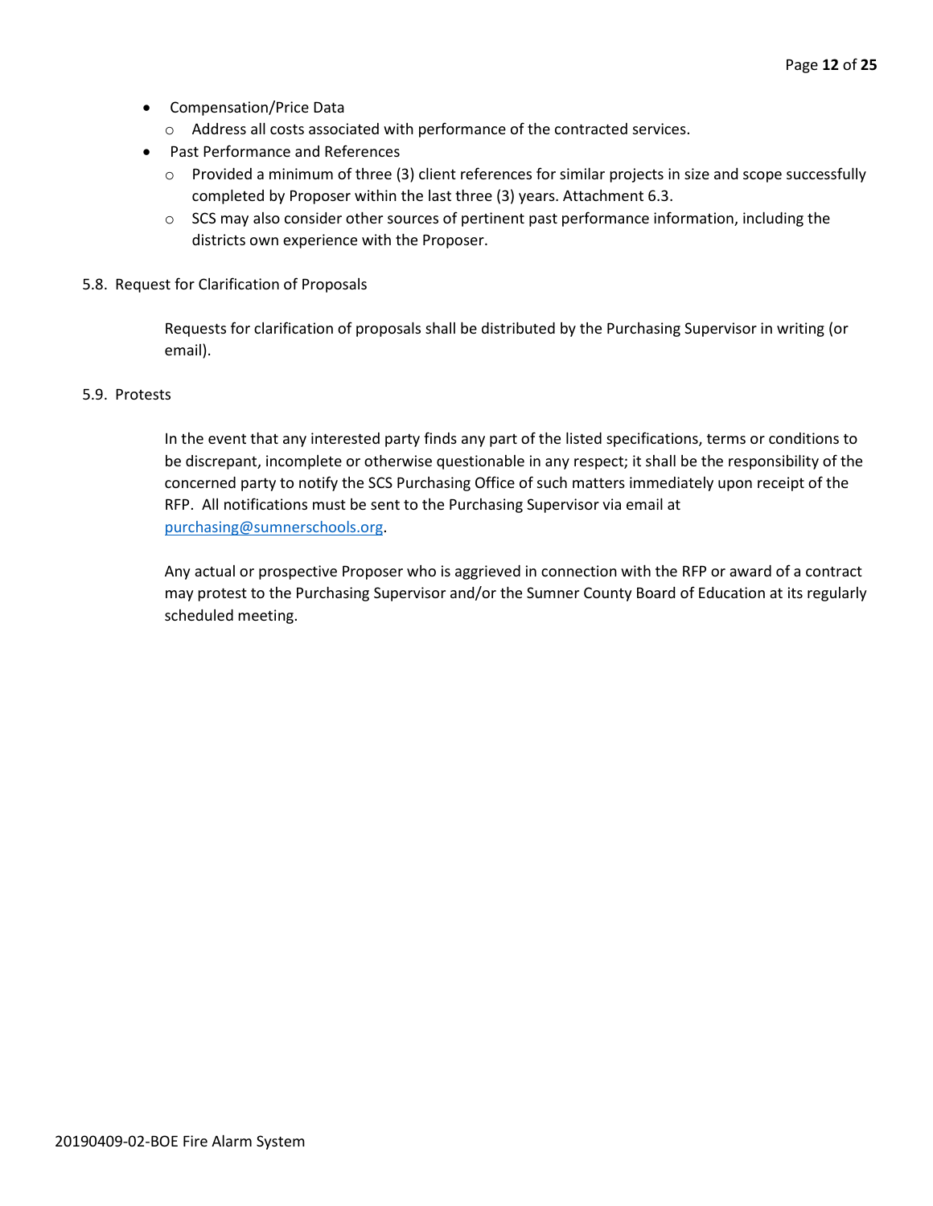- Compensation/Price Data
  - Address all costs associated with performance of the contracted services.
- Past Performance and References
  - Provided a minimum of three (3) client references for similar projects in size and scope successfully completed by Proposer within the last three (3) years. Attachment 6.3.
  - SCS may also consider other sources of pertinent past performance information, including the districts own experience with the Proposer.

5.8. Request for Clarification of Proposals

Requests for clarification of proposals shall be distributed by the Purchasing Supervisor in writing (or email).

5.9. Protests

In the event that any interested party finds any part of the listed specifications, terms or conditions to be discrepant, incomplete or otherwise questionable in any respect; it shall be the responsibility of the concerned party to notify the SCS Purchasing Office of such matters immediately upon receipt of the RFP. All notifications must be sent to the Purchasing Supervisor via email at purchasing@sumnerschools.org.

Any actual or prospective Proposer who is aggrieved in connection with the RFP or award of a contract may protest to the Purchasing Supervisor and/or the Sumner County Board of Education at its regularly scheduled meeting.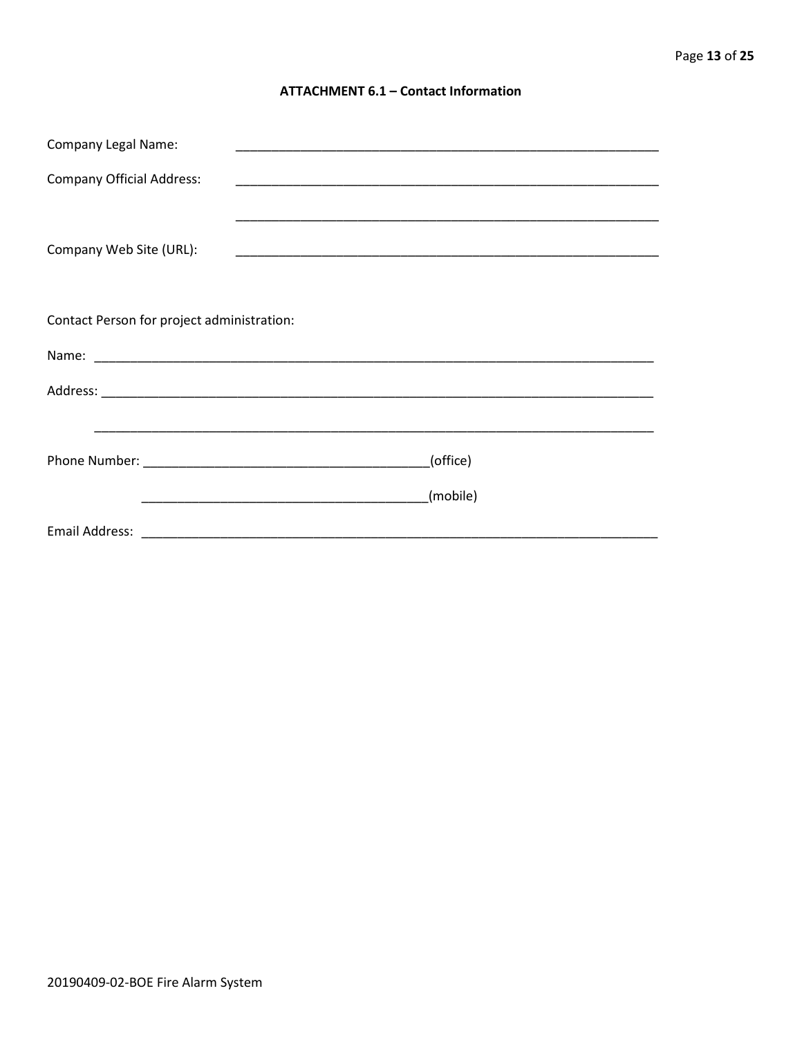## ATTACHMENT 6.1 – Contact Information

Company Legal Name: ____________________________________________________________

Company Official Address: ____________________________________________________________

____________________________________________________________

Company Web Site (URL): ____________________________________________________________

Contact Person for project administration:

Name: ________________________________________________________________________________

Address: ________________________________________________________________________________

________________________________________________________________________________

Phone Number: ________________________________________(office)

________________________________________(mobile)

Email Address: ___________________________________________________________________________

20190409-02-BOE Fire Alarm System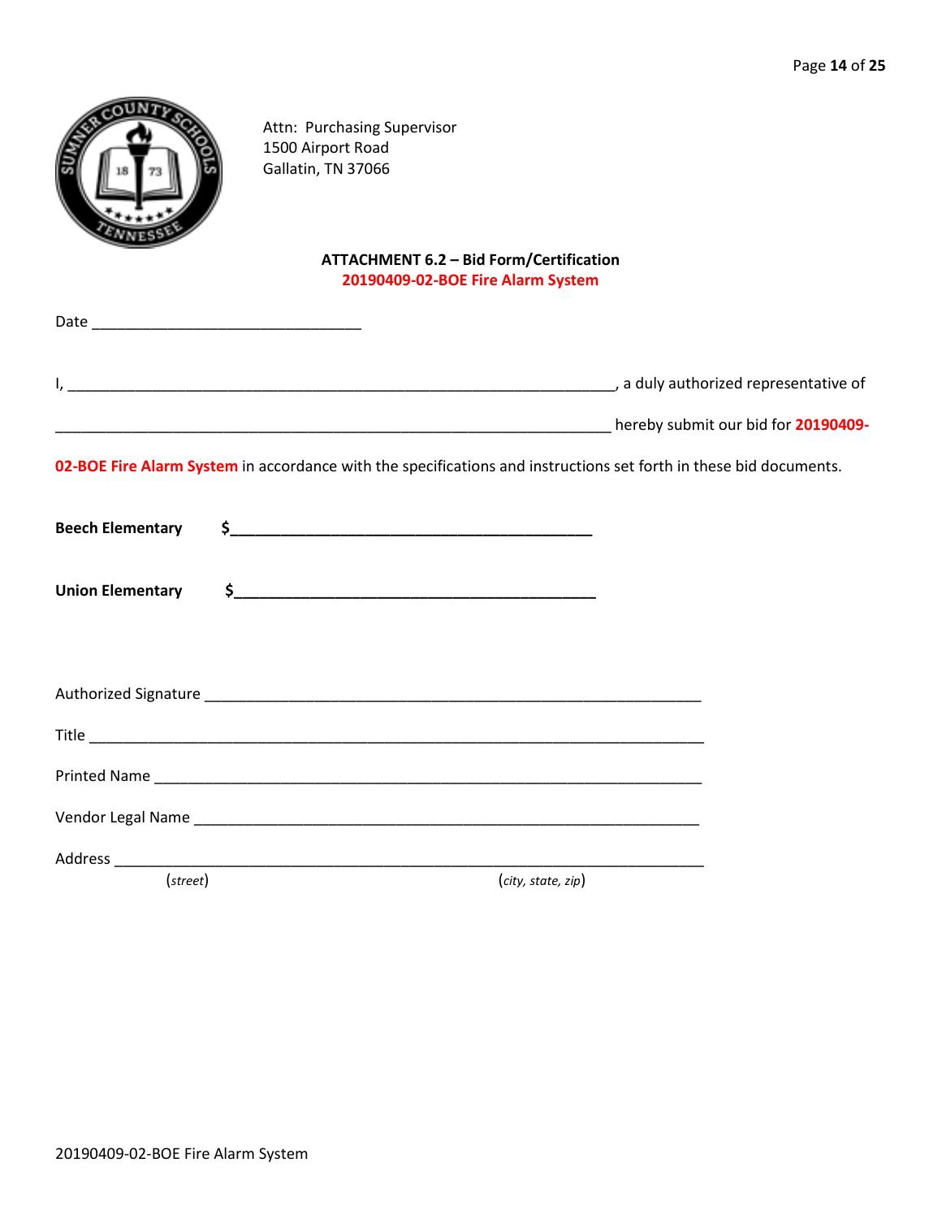Attn: Purchasing Supervisor
1500 Airport Road
Gallatin, TN 37066

**ATTACHMENT 6.2 – Bid Form/Certification**
**20190409-02-BOE Fire Alarm System**

Date _______________________________

I, ________________________________________________________________, a duly authorized representative of

________________________________________________________________ hereby submit our bid for **20190409-02-BOE Fire Alarm System** in accordance with the specifications and instructions set forth in these bid documents.

**Beech Elementary** **$__________________________________________**

**Union Elementary** **$__________________________________________**

Authorized Signature _________________________________________________________

Title ______________________________________________________________________

Printed Name _______________________________________________________________

Vendor Legal Name __________________________________________________________

Address ___________________________________________________________________
(*street*) (*city, state, zip*)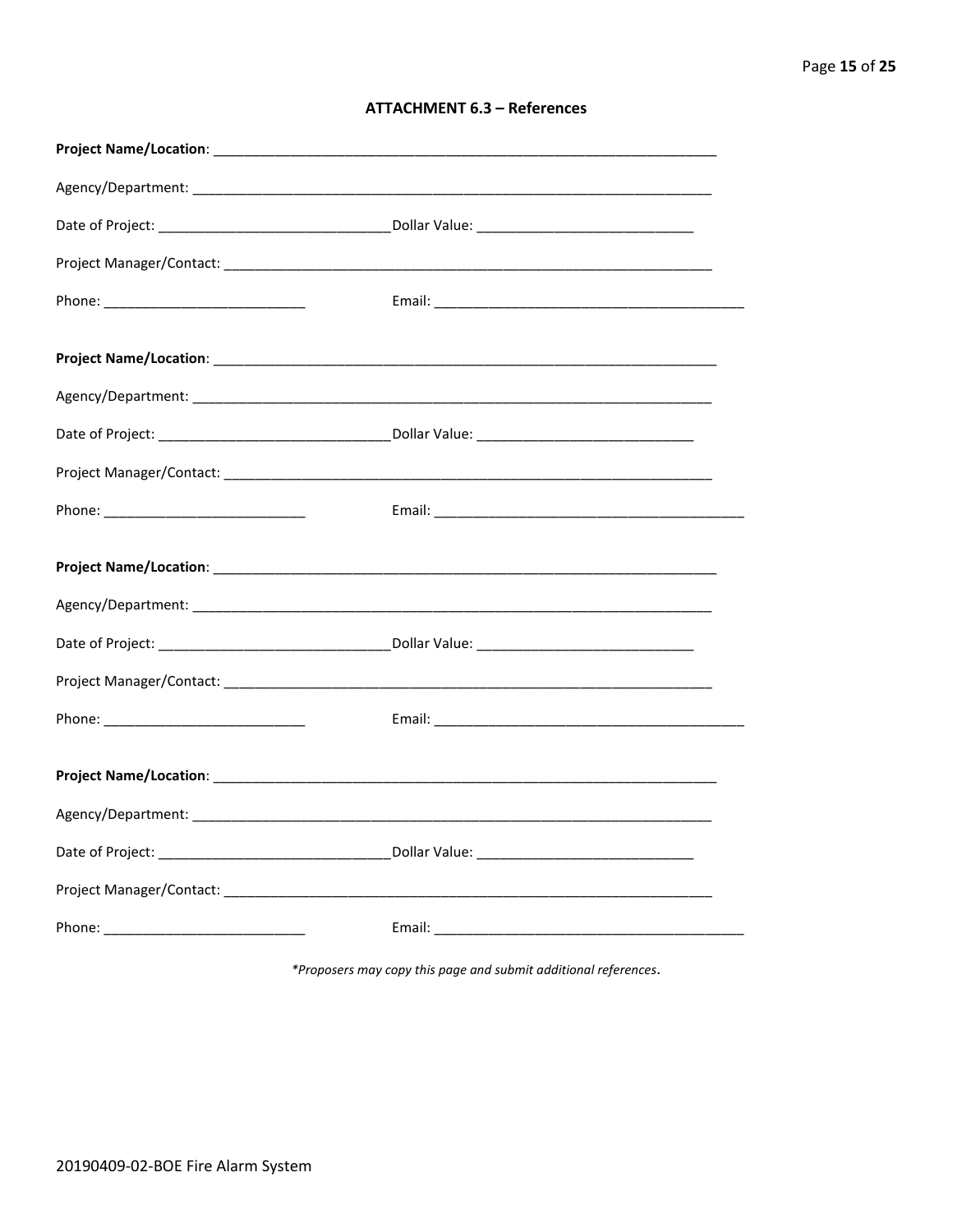## ATTACHMENT 6.3 – References

**Project Name/Location**: ___________________________________________________________________

Agency/Department: ___________________________________________________________________

Date of Project: ______________________________ Dollar Value: ____________________________

Project Manager/Contact: ______________________________________________________________

Phone: __________________________ Email: ________________________________________

**Project Name/Location**: ___________________________________________________________________

Agency/Department: ___________________________________________________________________

Date of Project: ______________________________ Dollar Value: ____________________________

Project Manager/Contact: ______________________________________________________________

Phone: __________________________ Email: ________________________________________

**Project Name/Location**: ___________________________________________________________________

Agency/Department: ___________________________________________________________________

Date of Project: ______________________________ Dollar Value: ____________________________

Project Manager/Contact: ______________________________________________________________

Phone: __________________________ Email: ________________________________________

**Project Name/Location**: ___________________________________________________________________

Agency/Department: ___________________________________________________________________

Date of Project: ______________________________ Dollar Value: ____________________________

Project Manager/Contact: ______________________________________________________________

Phone: __________________________ Email: ________________________________________

*\*Proposers may copy this page and submit additional references.*

20190409-02-BOE Fire Alarm System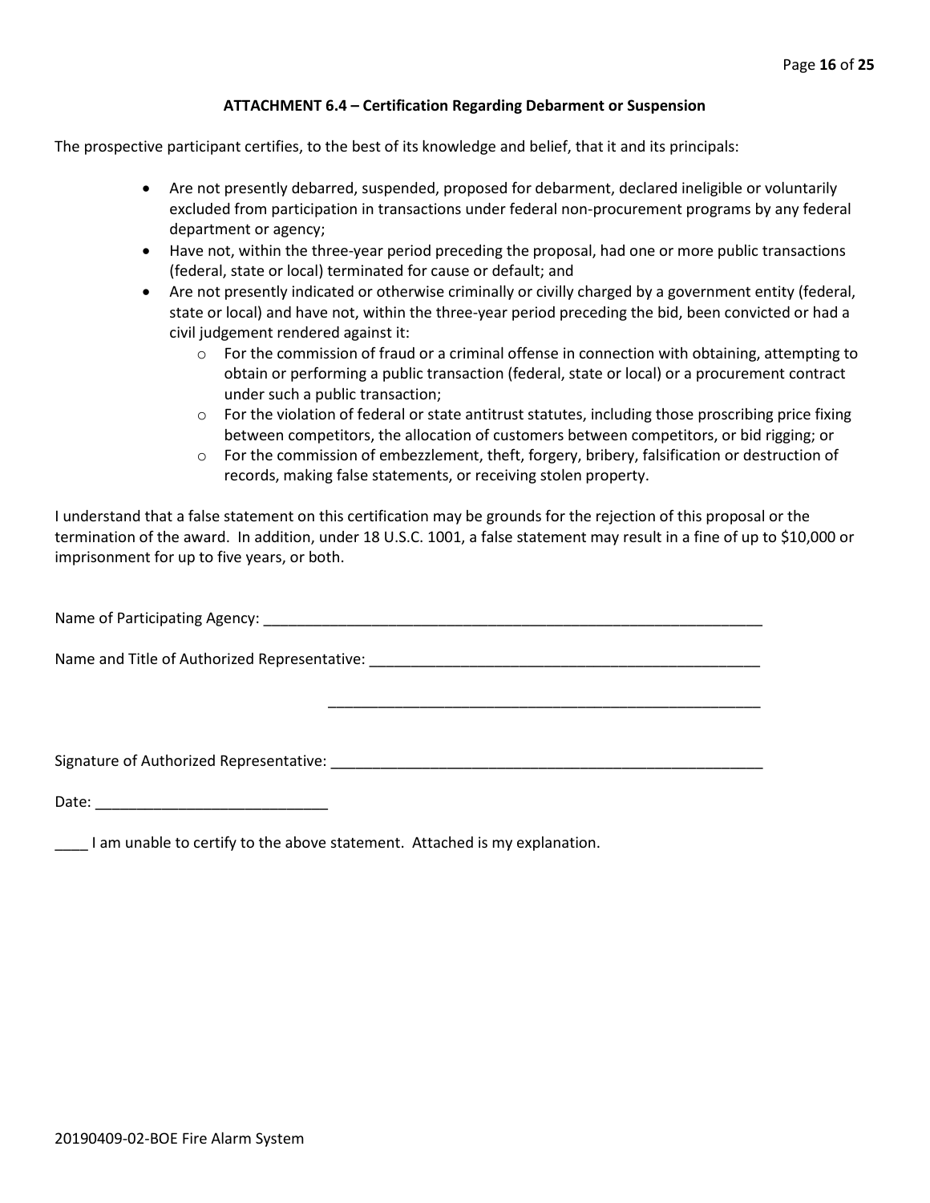### ATTACHMENT 6.4 – Certification Regarding Debarment or Suspension

The prospective participant certifies, to the best of its knowledge and belief, that it and its principals:

- Are not presently debarred, suspended, proposed for debarment, declared ineligible or voluntarily excluded from participation in transactions under federal non-procurement programs by any federal department or agency;
- Have not, within the three-year period preceding the proposal, had one or more public transactions (federal, state or local) terminated for cause or default; and
- Are not presently indicated or otherwise criminally or civilly charged by a government entity (federal, state or local) and have not, within the three-year period preceding the bid, been convicted or had a civil judgement rendered against it:
  - For the commission of fraud or a criminal offense in connection with obtaining, attempting to obtain or performing a public transaction (federal, state or local) or a procurement contract under such a public transaction;
  - For the violation of federal or state antitrust statutes, including those proscribing price fixing between competitors, the allocation of customers between competitors, or bid rigging; or
  - For the commission of embezzlement, theft, forgery, bribery, falsification or destruction of records, making false statements, or receiving stolen property.

I understand that a false statement on this certification may be grounds for the rejection of this proposal or the termination of the award. In addition, under 18 U.S.C. 1001, a false statement may result in a fine of up to $10,000 or imprisonment for up to five years, or both.

Name of Participating Agency: ______________________________________________________________

Name and Title of Authorized Representative: ___________________________________________________

_____________________________________________________

Signature of Authorized Representative: _______________________________________________________

Date: ____________________________

____ I am unable to certify to the above statement. Attached is my explanation.

20190409-02-BOE Fire Alarm System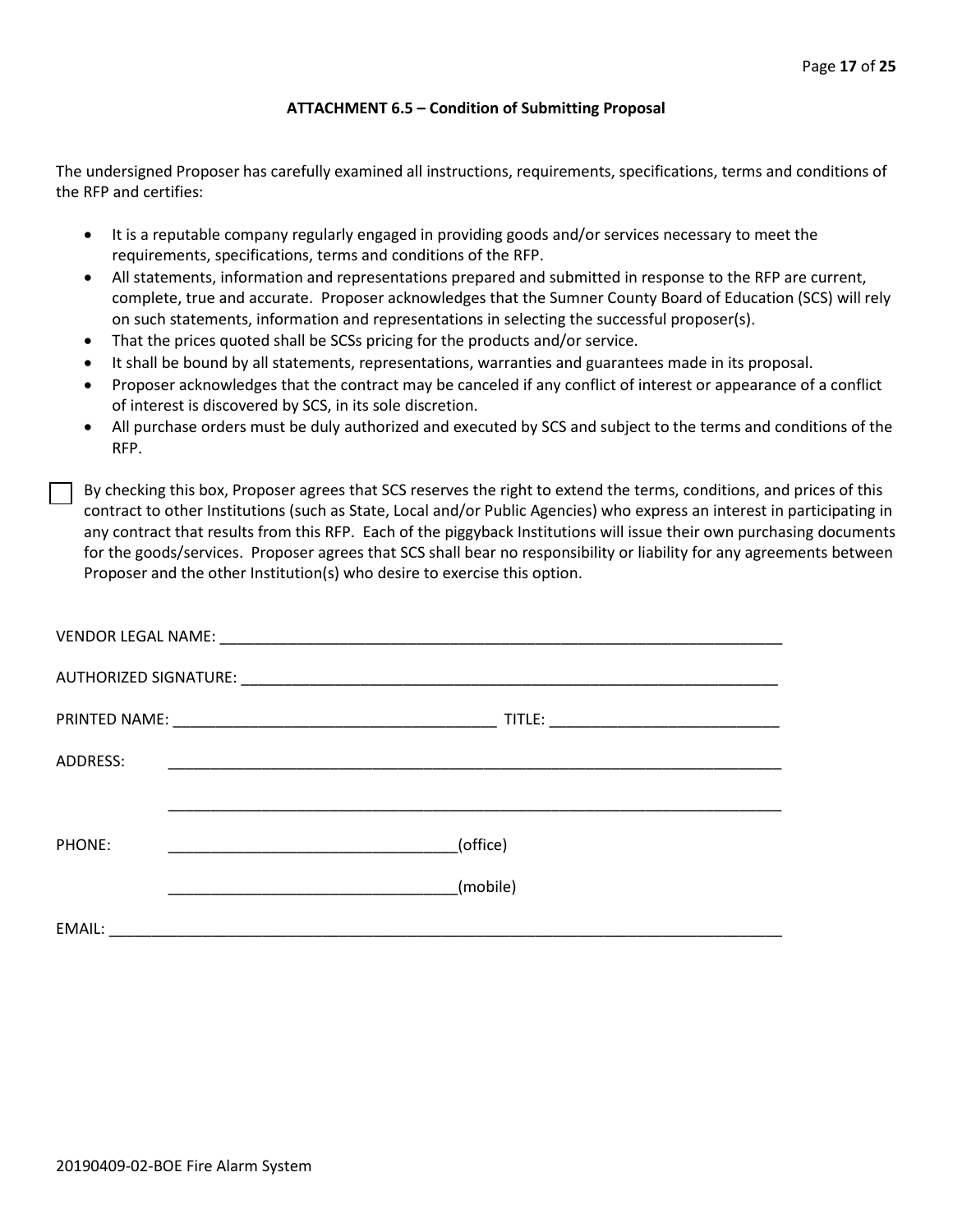## ATTACHMENT 6.5 – Condition of Submitting Proposal

The undersigned Proposer has carefully examined all instructions, requirements, specifications, terms and conditions of the RFP and certifies:

- It is a reputable company regularly engaged in providing goods and/or services necessary to meet the requirements, specifications, terms and conditions of the RFP.
- All statements, information and representations prepared and submitted in response to the RFP are current, complete, true and accurate. Proposer acknowledges that the Sumner County Board of Education (SCS) will rely on such statements, information and representations in selecting the successful proposer(s).
- That the prices quoted shall be SCSs pricing for the products and/or service.
- It shall be bound by all statements, representations, warranties and guarantees made in its proposal.
- Proposer acknowledges that the contract may be canceled if any conflict of interest or appearance of a conflict of interest is discovered by SCS, in its sole discretion.
- All purchase orders must be duly authorized and executed by SCS and subject to the terms and conditions of the RFP.

☐ By checking this box, Proposer agrees that SCS reserves the right to extend the terms, conditions, and prices of this contract to other Institutions (such as State, Local and/or Public Agencies) who express an interest in participating in any contract that results from this RFP. Each of the piggyback Institutions will issue their own purchasing documents for the goods/services. Proposer agrees that SCS shall bear no responsibility or liability for any agreements between Proposer and the other Institution(s) who desire to exercise this option.

VENDOR LEGAL NAME: ______________________________________________

AUTHORIZED SIGNATURE: ______________________________________________

PRINTED NAME: ______________________________ TITLE: ______________________

ADDRESS: ______________________________________________

______________________________________________

PHONE: ______________________________(office)

______________________________(mobile)

EMAIL: ______________________________________________

20190409-02-BOE Fire Alarm System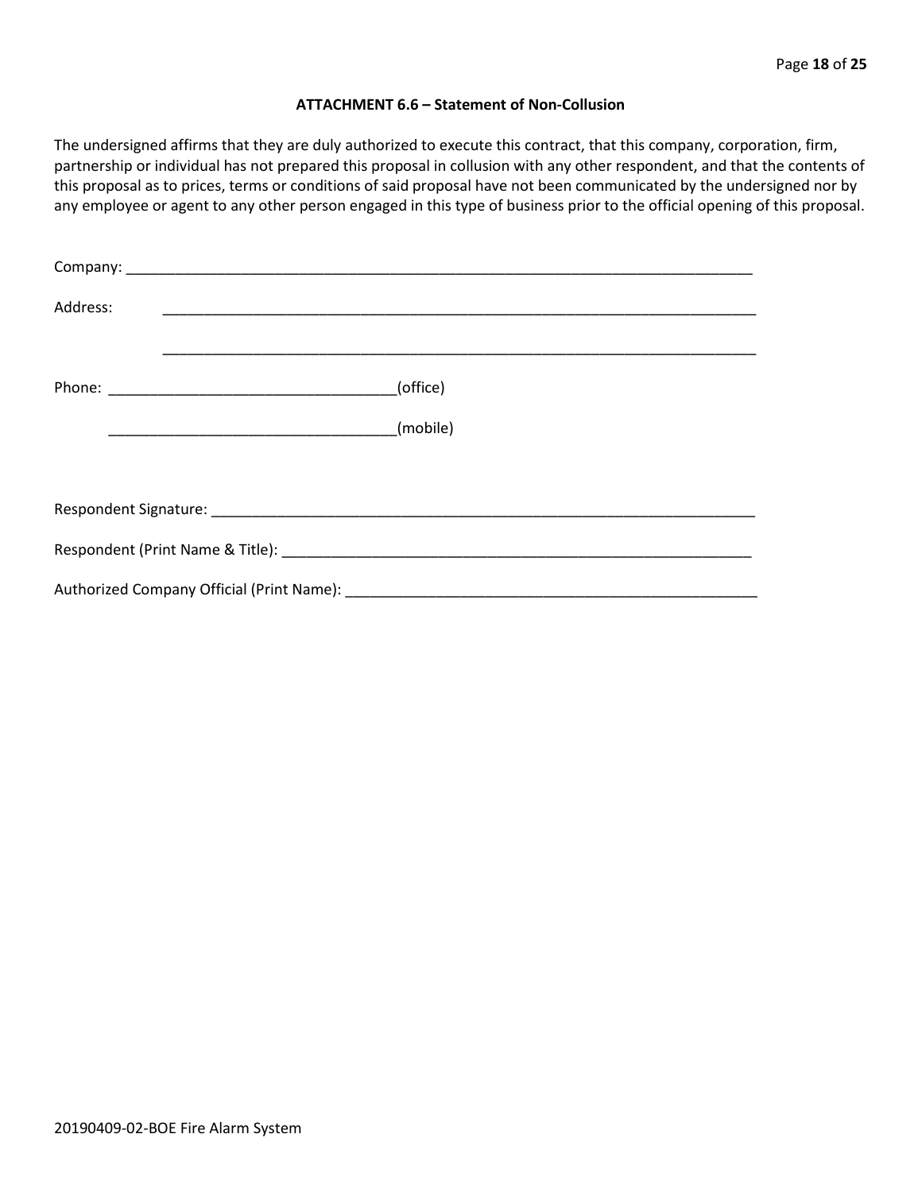### ATTACHMENT 6.6 – Statement of Non-Collusion

The undersigned affirms that they are duly authorized to execute this contract, that this company, corporation, firm, partnership or individual has not prepared this proposal in collusion with any other respondent, and that the contents of this proposal as to prices, terms or conditions of said proposal have not been communicated by the undersigned nor by any employee or agent to any other person engaged in this type of business prior to the official opening of this proposal.

Company: ______________________________________________________________________________

Address: ______________________________________________________________________________

______________________________________________________________________________

Phone: ___________________________________(office)

___________________________________(mobile)

Respondent Signature: ____________________________________________________________________

Respondent (Print Name & Title): ____________________________________________________________

Authorized Company Official (Print Name): ____________________________________________________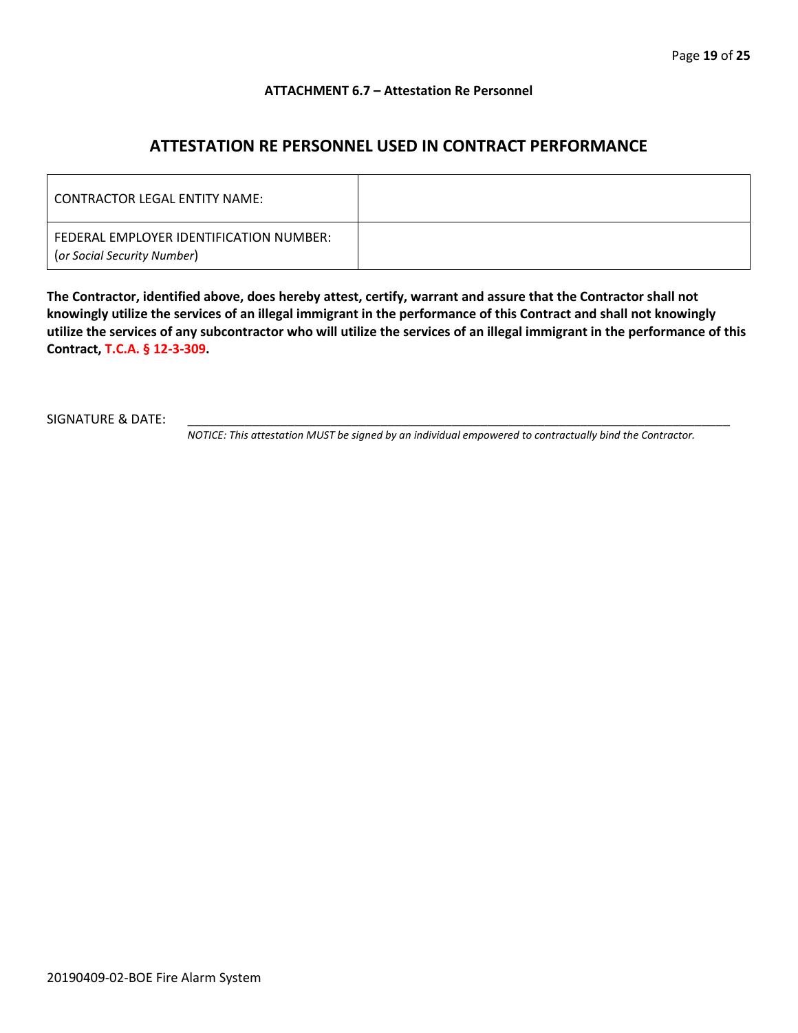**ATTACHMENT 6.7 – Attestation Re Personnel**

## ATTESTATION RE PERSONNEL USED IN CONTRACT PERFORMANCE

| CONTRACTOR LEGAL ENTITY NAME: | |
|---|---|
| FEDERAL EMPLOYER IDENTIFICATION NUMBER: (*or Social Security Number*) | |

**The Contractor, identified above, does hereby attest, certify, warrant and assure that the Contractor shall not knowingly utilize the services of an illegal immigrant in the performance of this Contract and shall not knowingly utilize the services of any subcontractor who will utilize the services of an illegal immigrant in the performance of this Contract, T.C.A. § 12-3-309.**

SIGNATURE & DATE: ________________________________________________________________

*NOTICE: This attestation MUST be signed by an individual empowered to contractually bind the Contractor.*

20190409-02-BOE Fire Alarm System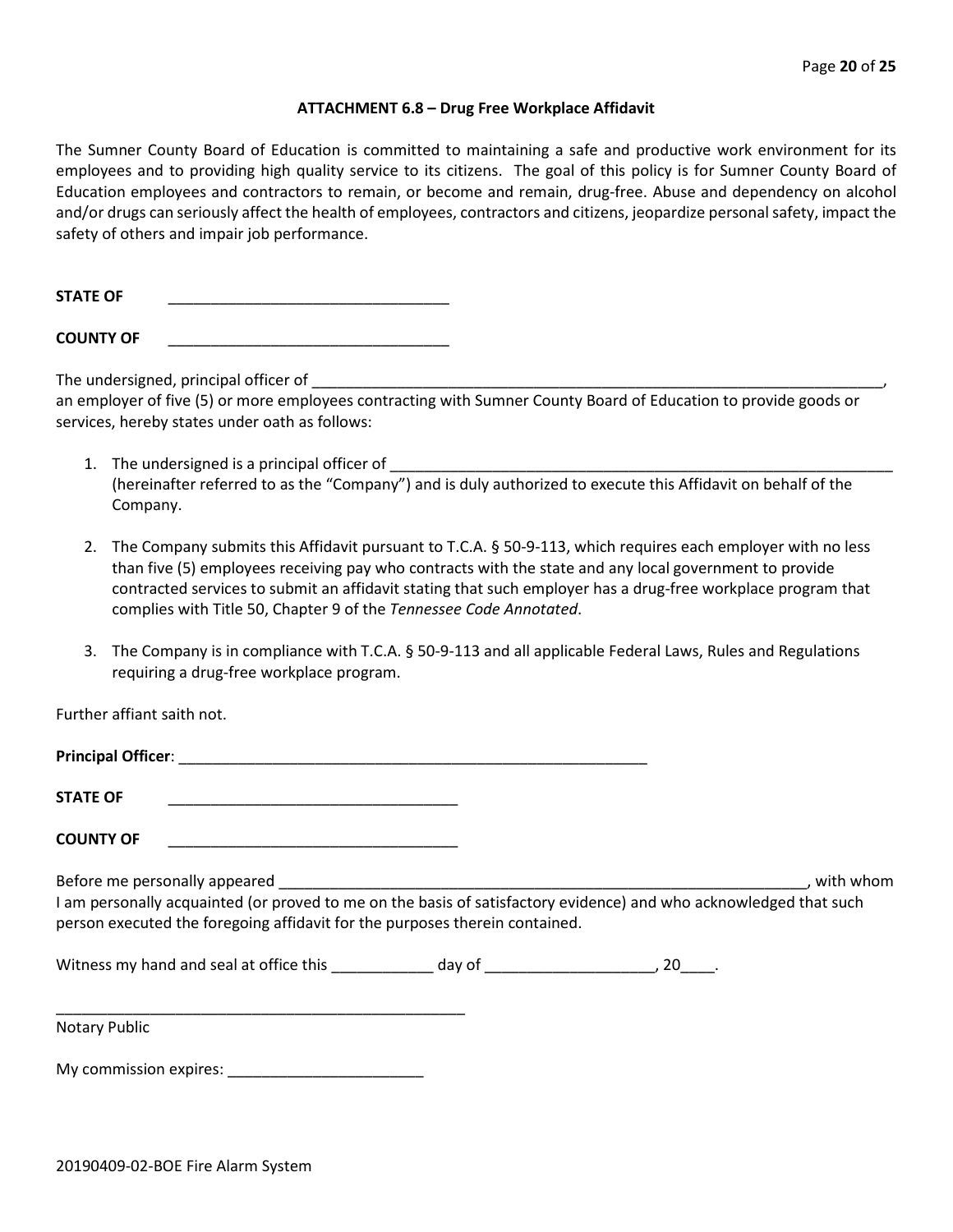### ATTACHMENT 6.8 – Drug Free Workplace Affidavit

The Sumner County Board of Education is committed to maintaining a safe and productive work environment for its employees and to providing high quality service to its citizens. The goal of this policy is for Sumner County Board of Education employees and contractors to remain, or become and remain, drug-free. Abuse and dependency on alcohol and/or drugs can seriously affect the health of employees, contractors and citizens, jeopardize personal safety, impact the safety of others and impair job performance.

**STATE OF** \_\_\_\_\_\_\_\_\_\_\_\_\_\_\_\_\_\_\_\_\_\_\_\_\_\_\_\_\_\_\_\_\_

**COUNTY OF** \_\_\_\_\_\_\_\_\_\_\_\_\_\_\_\_\_\_\_\_\_\_\_\_\_\_\_\_\_\_\_\_\_

The undersigned, principal officer of \_\_\_\_\_\_\_\_\_\_\_\_\_\_\_\_\_\_\_\_\_\_\_\_\_\_\_\_\_\_\_\_\_\_\_\_\_\_\_\_\_\_\_\_\_\_\_\_\_\_\_\_\_\_\_\_\_\_\_\_\_\_\_\_\_\_\_\_, an employer of five (5) or more employees contracting with Sumner County Board of Education to provide goods or services, hereby states under oath as follows:

1. The undersigned is a principal officer of \_\_\_\_\_\_\_\_\_\_\_\_\_\_\_\_\_\_\_\_\_\_\_\_\_\_\_\_\_\_\_\_\_\_\_\_\_\_\_\_\_\_\_\_\_\_\_\_\_\_\_\_\_\_\_\_\_\_\_\_ (hereinafter referred to as the "Company") and is duly authorized to execute this Affidavit on behalf of the Company.

2. The Company submits this Affidavit pursuant to T.C.A. § 50-9-113, which requires each employer with no less than five (5) employees receiving pay who contracts with the state and any local government to provide contracted services to submit an affidavit stating that such employer has a drug-free workplace program that complies with Title 50, Chapter 9 of the *Tennessee Code Annotated*.

3. The Company is in compliance with T.C.A. § 50-9-113 and all applicable Federal Laws, Rules and Regulations requiring a drug-free workplace program.

Further affiant saith not.

**Principal Officer**: \_\_\_\_\_\_\_\_\_\_\_\_\_\_\_\_\_\_\_\_\_\_\_\_\_\_\_\_\_\_\_\_\_\_\_\_\_\_\_\_\_\_\_\_\_\_\_\_\_\_\_\_\_\_\_

**STATE OF** \_\_\_\_\_\_\_\_\_\_\_\_\_\_\_\_\_\_\_\_\_\_\_\_\_\_\_\_\_\_\_\_\_\_\_

**COUNTY OF** \_\_\_\_\_\_\_\_\_\_\_\_\_\_\_\_\_\_\_\_\_\_\_\_\_\_\_\_\_\_\_\_\_\_\_

Before me personally appeared \_\_\_\_\_\_\_\_\_\_\_\_\_\_\_\_\_\_\_\_\_\_\_\_\_\_\_\_\_\_\_\_\_\_\_\_\_\_\_\_\_\_\_\_\_\_\_\_\_\_\_\_\_\_\_\_\_\_\_\_\_\_\_\_, with whom I am personally acquainted (or proved to me on the basis of satisfactory evidence) and who acknowledged that such person executed the foregoing affidavit for the purposes therein contained.

Witness my hand and seal at office this \_\_\_\_\_\_\_\_\_\_\_\_ day of \_\_\_\_\_\_\_\_\_\_\_\_\_\_\_\_\_\_\_\_, 20\_\_\_\_.

\_\_\_\_\_\_\_\_\_\_\_\_\_\_\_\_\_\_\_\_\_\_\_\_\_\_\_\_\_\_\_\_\_\_\_\_\_\_\_\_\_\_\_\_\_\_\_\_\_\_

Notary Public

My commission expires: \_\_\_\_\_\_\_\_\_\_\_\_\_\_\_\_\_\_\_\_\_\_\_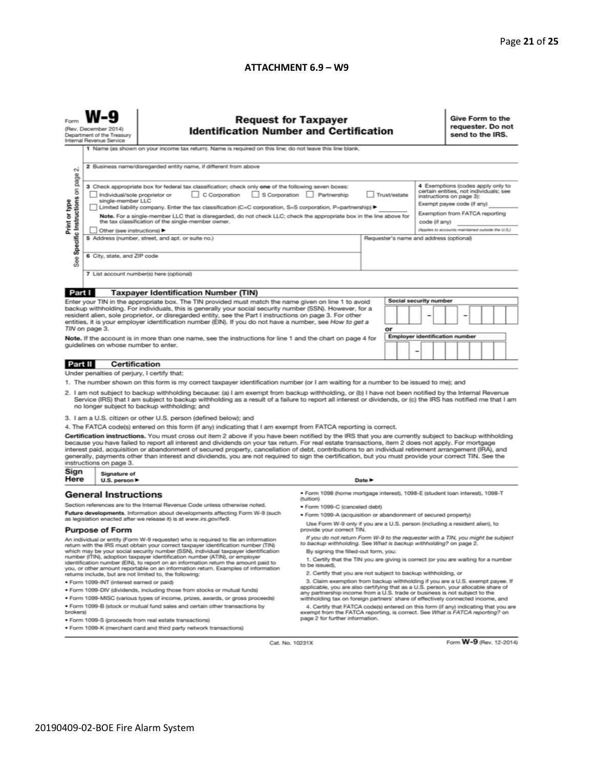## ATTACHMENT 6.9 – W9

Form **W-9**
(Rev. December 2014)
Department of the Treasury
Internal Revenue Service

# Request for Taxpayer Identification Number and Certification

**Give Form to the requester. Do not send to the IRS.**

Print or type
See Specific Instructions on page 2.

1 Name (as shown on your income tax return). Name is required on this line; do not leave this line blank.

2 Business name/disregarded entity name, if different from above

3 Check appropriate box for federal tax classification; check only **one** of the following seven boxes:
☐ Individual/sole proprietor or single-member LLC ☐ C Corporation ☐ S Corporation ☐ Partnership ☐ Trust/estate
☐ Limited liability company. Enter the tax classification (C=C corporation, S=S corporation, P=partnership) ▶ ________
**Note.** For a single-member LLC that is disregarded, do not check LLC; check the appropriate box in the line above for the tax classification of the single-member owner.
☐ Other (see instructions) ▶

4 Exemptions (codes apply only to certain entities, not individuals; see instructions on page 3):
Exempt payee code (if any) ________
Exemption from FATCA reporting code (if any) ________
(Applies to accounts maintained outside the U.S.)

5 Address (number, street, and apt. or suite no.)

Requester's name and address (optional)

6 City, state, and ZIP code

7 List account number(s) here (optional)

**Part I — Taxpayer Identification Number (TIN)**

Enter your TIN in the appropriate box. The TIN provided must match the name given on line 1 to avoid backup withholding. For individuals, this is generally your social security number (SSN). However, for a resident alien, sole proprietor, or disregarded entity, see the Part I instructions on page 3. For other entities, it is your employer identification number (EIN). If you do not have a number, see *How to get a TIN* on page 3.

**Note.** If the account is in more than one name, see the instructions for line 1 and the chart on page 4 for guidelines on whose number to enter.

**Social security number**
☐☐☐ – ☐☐ – ☐☐☐☐

or

**Employer identification number**
☐☐ – ☐☐☐☐☐☐☐

**Part II — Certification**

Under penalties of perjury, I certify that:

1. The number shown on this form is my correct taxpayer identification number (or I am waiting for a number to be issued to me); and
2. I am not subject to backup withholding because: (a) I am exempt from backup withholding, or (b) I have not been notified by the Internal Revenue Service (IRS) that I am subject to backup withholding as a result of a failure to report all interest or dividends, or (c) the IRS has notified me that I am no longer subject to backup withholding; and
3. I am a U.S. citizen or other U.S. person (defined below); and
4. The FATCA code(s) entered on this form (if any) indicating that I am exempt from FATCA reporting is correct.

**Certification instructions.** You must cross out item 2 above if you have been notified by the IRS that you are currently subject to backup withholding because you have failed to report all interest and dividends on your tax return. For real estate transactions, item 2 does not apply. For mortgage interest paid, acquisition or abandonment of secured property, cancellation of debt, contributions to an individual retirement arrangement (IRA), and generally, payments other than interest and dividends, you are not required to sign the certification, but you must provide your correct TIN. See the instructions on page 3.

**Sign Here** Signature of U.S. person ▶ Date ▶

## General Instructions

Section references are to the Internal Revenue Code unless otherwise noted.

**Future developments.** Information about developments affecting Form W-9 (such as legislation enacted after we release it) is at *www.irs.gov/fw9*.

### Purpose of Form

An individual or entity (Form W-9 requester) who is required to file an information return with the IRS must obtain your correct taxpayer identification number (TIN) which may be your social security number (SSN), individual taxpayer identification number (ITIN), adoption taxpayer identification number (ATIN), or employer identification number (EIN), to report on an information return the amount paid to you, or other amount reportable on an information return. Examples of information returns include, but are not limited to, the following:

- Form 1099-INT (interest earned or paid)
- Form 1099-DIV (dividends, including those from stocks or mutual funds)
- Form 1099-MISC (various types of income, prizes, awards, or gross proceeds)
- Form 1099-B (stock or mutual fund sales and certain other transactions by brokers)
- Form 1099-S (proceeds from real estate transactions)
- Form 1099-K (merchant card and third party network transactions)
- Form 1098 (home mortgage interest), 1098-E (student loan interest), 1098-T (tuition)
- Form 1099-C (canceled debt)
- Form 1099-A (acquisition or abandonment of secured property)

Use Form W-9 only if you are a U.S. person (including a resident alien), to provide your correct TIN.

*If you do not return Form W-9 to the requester with a TIN, you might be subject to backup withholding. See What is backup withholding? on page 2.*

By signing the filled-out form, you:

1. Certify that the TIN you are giving is correct (or you are waiting for a number to be issued),
2. Certify that you are not subject to backup withholding, or
3. Claim exemption from backup withholding if you are a U.S. exempt payee. If applicable, you are also certifying that as a U.S. person, your allocable share of any partnership income from a U.S. trade or business is not subject to the withholding tax on foreign partners' share of effectively connected income, and
4. Certify that FATCA code(s) entered on this form (if any) indicating that you are exempt from the FATCA reporting, is correct. See *What is FATCA reporting?* on page 2 for further information.

Cat. No. 10231X

Form **W-9** (Rev. 12-2014)

20190409-02-BOE Fire Alarm System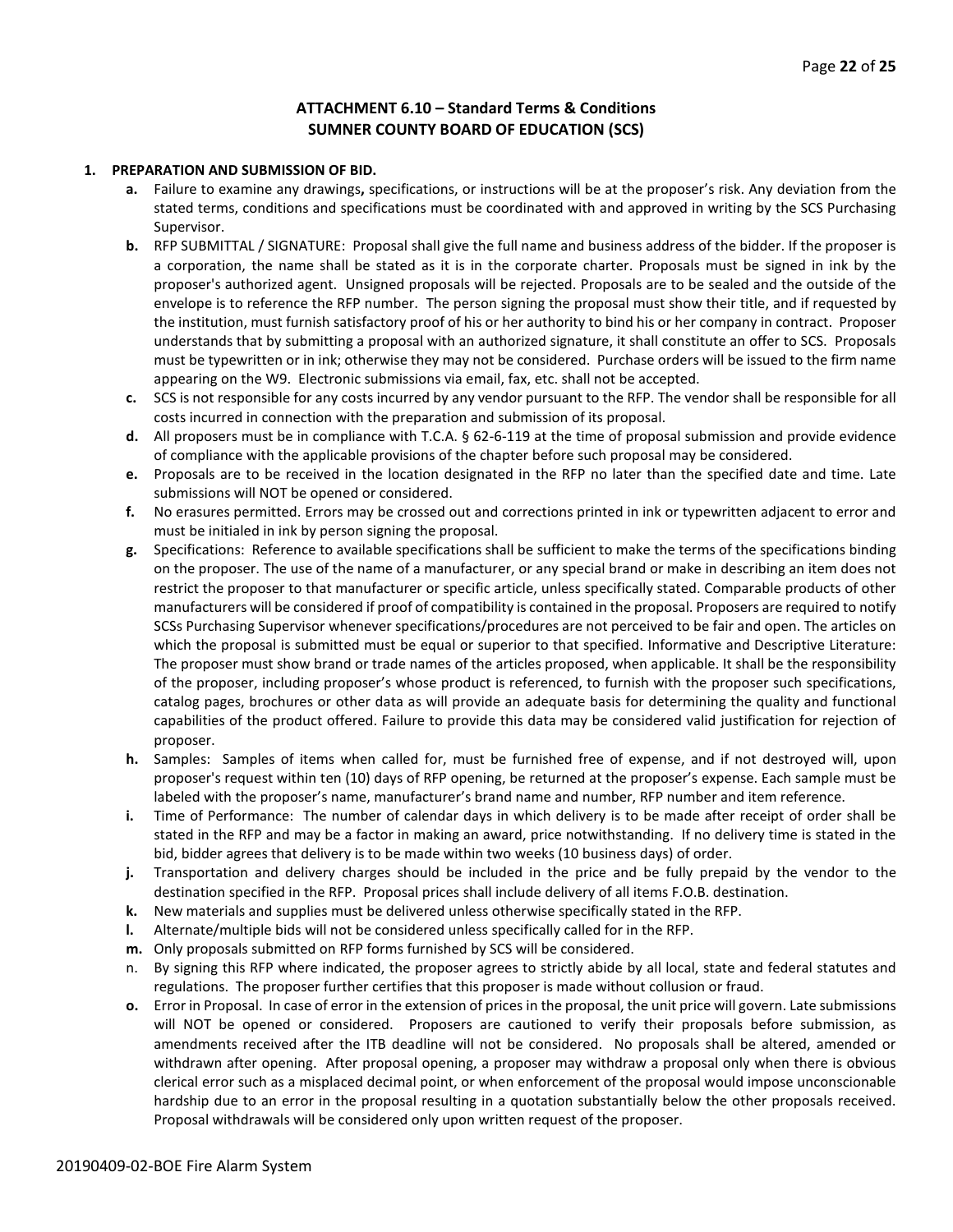## ATTACHMENT 6.10 – Standard Terms & Conditions
## SUMNER COUNTY BOARD OF EDUCATION (SCS)

**1. PREPARATION AND SUBMISSION OF BID.**

- **a.** Failure to examine any drawings**,** specifications, or instructions will be at the proposer's risk. Any deviation from the stated terms, conditions and specifications must be coordinated with and approved in writing by the SCS Purchasing Supervisor.
- **b.** RFP SUBMITTAL / SIGNATURE: Proposal shall give the full name and business address of the bidder. If the proposer is a corporation, the name shall be stated as it is in the corporate charter. Proposals must be signed in ink by the proposer's authorized agent. Unsigned proposals will be rejected. Proposals are to be sealed and the outside of the envelope is to reference the RFP number. The person signing the proposal must show their title, and if requested by the institution, must furnish satisfactory proof of his or her authority to bind his or her company in contract. Proposer understands that by submitting a proposal with an authorized signature, it shall constitute an offer to SCS. Proposals must be typewritten or in ink; otherwise they may not be considered. Purchase orders will be issued to the firm name appearing on the W9. Electronic submissions via email, fax, etc. shall not be accepted.
- **c.** SCS is not responsible for any costs incurred by any vendor pursuant to the RFP. The vendor shall be responsible for all costs incurred in connection with the preparation and submission of its proposal.
- **d.** All proposers must be in compliance with T.C.A. § 62-6-119 at the time of proposal submission and provide evidence of compliance with the applicable provisions of the chapter before such proposal may be considered.
- **e.** Proposals are to be received in the location designated in the RFP no later than the specified date and time. Late submissions will NOT be opened or considered.
- **f.** No erasures permitted. Errors may be crossed out and corrections printed in ink or typewritten adjacent to error and must be initialed in ink by person signing the proposal.
- **g.** Specifications: Reference to available specifications shall be sufficient to make the terms of the specifications binding on the proposer. The use of the name of a manufacturer, or any special brand or make in describing an item does not restrict the proposer to that manufacturer or specific article, unless specifically stated. Comparable products of other manufacturers will be considered if proof of compatibility is contained in the proposal. Proposers are required to notify SCSs Purchasing Supervisor whenever specifications/procedures are not perceived to be fair and open. The articles on which the proposal is submitted must be equal or superior to that specified. Informative and Descriptive Literature: The proposer must show brand or trade names of the articles proposed, when applicable. It shall be the responsibility of the proposer, including proposer's whose product is referenced, to furnish with the proposer such specifications, catalog pages, brochures or other data as will provide an adequate basis for determining the quality and functional capabilities of the product offered. Failure to provide this data may be considered valid justification for rejection of proposer.
- **h.** Samples: Samples of items when called for, must be furnished free of expense, and if not destroyed will, upon proposer's request within ten (10) days of RFP opening, be returned at the proposer's expense. Each sample must be labeled with the proposer's name, manufacturer's brand name and number, RFP number and item reference.
- **i.** Time of Performance: The number of calendar days in which delivery is to be made after receipt of order shall be stated in the RFP and may be a factor in making an award, price notwithstanding. If no delivery time is stated in the bid, bidder agrees that delivery is to be made within two weeks (10 business days) of order.
- **j.** Transportation and delivery charges should be included in the price and be fully prepaid by the vendor to the destination specified in the RFP. Proposal prices shall include delivery of all items F.O.B. destination.
- **k.** New materials and supplies must be delivered unless otherwise specifically stated in the RFP.
- **l.** Alternate/multiple bids will not be considered unless specifically called for in the RFP.
- **m.** Only proposals submitted on RFP forms furnished by SCS will be considered.
- n. By signing this RFP where indicated, the proposer agrees to strictly abide by all local, state and federal statutes and regulations. The proposer further certifies that this proposer is made without collusion or fraud.
- **o.** Error in Proposal. In case of error in the extension of prices in the proposal, the unit price will govern. Late submissions will NOT be opened or considered. Proposers are cautioned to verify their proposals before submission, as amendments received after the ITB deadline will not be considered. No proposals shall be altered, amended or withdrawn after opening. After proposal opening, a proposer may withdraw a proposal only when there is obvious clerical error such as a misplaced decimal point, or when enforcement of the proposal would impose unconscionable hardship due to an error in the proposal resulting in a quotation substantially below the other proposals received. Proposal withdrawals will be considered only upon written request of the proposer.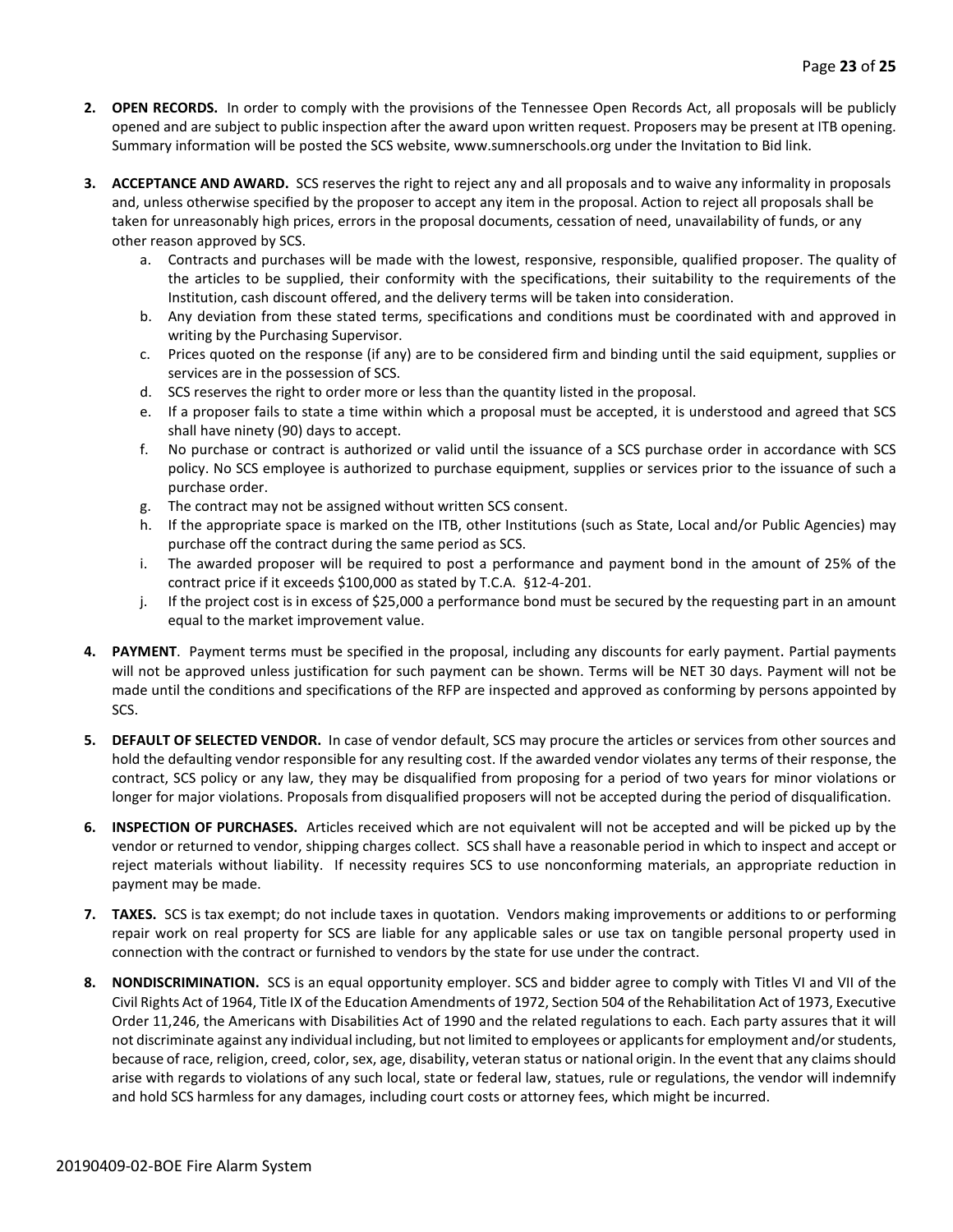2. **OPEN RECORDS.** In order to comply with the provisions of the Tennessee Open Records Act, all proposals will be publicly opened and are subject to public inspection after the award upon written request. Proposers may be present at ITB opening. Summary information will be posted the SCS website, www.sumnerschools.org under the Invitation to Bid link.

3. **ACCEPTANCE AND AWARD.** SCS reserves the right to reject any and all proposals and to waive any informality in proposals and, unless otherwise specified by the proposer to accept any item in the proposal. Action to reject all proposals shall be taken for unreasonably high prices, errors in the proposal documents, cessation of need, unavailability of funds, or any other reason approved by SCS.
   a. Contracts and purchases will be made with the lowest, responsive, responsible, qualified proposer. The quality of the articles to be supplied, their conformity with the specifications, their suitability to the requirements of the Institution, cash discount offered, and the delivery terms will be taken into consideration.
   b. Any deviation from these stated terms, specifications and conditions must be coordinated with and approved in writing by the Purchasing Supervisor.
   c. Prices quoted on the response (if any) are to be considered firm and binding until the said equipment, supplies or services are in the possession of SCS.
   d. SCS reserves the right to order more or less than the quantity listed in the proposal.
   e. If a proposer fails to state a time within which a proposal must be accepted, it is understood and agreed that SCS shall have ninety (90) days to accept.
   f. No purchase or contract is authorized or valid until the issuance of a SCS purchase order in accordance with SCS policy. No SCS employee is authorized to purchase equipment, supplies or services prior to the issuance of such a purchase order.
   g. The contract may not be assigned without written SCS consent.
   h. If the appropriate space is marked on the ITB, other Institutions (such as State, Local and/or Public Agencies) may purchase off the contract during the same period as SCS.
   i. The awarded proposer will be required to post a performance and payment bond in the amount of 25% of the contract price if it exceeds $100,000 as stated by T.C.A. §12-4-201.
   j. If the project cost is in excess of $25,000 a performance bond must be secured by the requesting part in an amount equal to the market improvement value.

4. **PAYMENT**. Payment terms must be specified in the proposal, including any discounts for early payment. Partial payments will not be approved unless justification for such payment can be shown. Terms will be NET 30 days. Payment will not be made until the conditions and specifications of the RFP are inspected and approved as conforming by persons appointed by SCS.

5. **DEFAULT OF SELECTED VENDOR.** In case of vendor default, SCS may procure the articles or services from other sources and hold the defaulting vendor responsible for any resulting cost. If the awarded vendor violates any terms of their response, the contract, SCS policy or any law, they may be disqualified from proposing for a period of two years for minor violations or longer for major violations. Proposals from disqualified proposers will not be accepted during the period of disqualification.

6. **INSPECTION OF PURCHASES.** Articles received which are not equivalent will not be accepted and will be picked up by the vendor or returned to vendor, shipping charges collect. SCS shall have a reasonable period in which to inspect and accept or reject materials without liability. If necessity requires SCS to use nonconforming materials, an appropriate reduction in payment may be made.

7. **TAXES.** SCS is tax exempt; do not include taxes in quotation. Vendors making improvements or additions to or performing repair work on real property for SCS are liable for any applicable sales or use tax on tangible personal property used in connection with the contract or furnished to vendors by the state for use under the contract.

8. **NONDISCRIMINATION.** SCS is an equal opportunity employer. SCS and bidder agree to comply with Titles VI and VII of the Civil Rights Act of 1964, Title IX of the Education Amendments of 1972, Section 504 of the Rehabilitation Act of 1973, Executive Order 11,246, the Americans with Disabilities Act of 1990 and the related regulations to each. Each party assures that it will not discriminate against any individual including, but not limited to employees or applicants for employment and/or students, because of race, religion, creed, color, sex, age, disability, veteran status or national origin. In the event that any claims should arise with regards to violations of any such local, state or federal law, statues, rule or regulations, the vendor will indemnify and hold SCS harmless for any damages, including court costs or attorney fees, which might be incurred.

20190409-02-BOE Fire Alarm System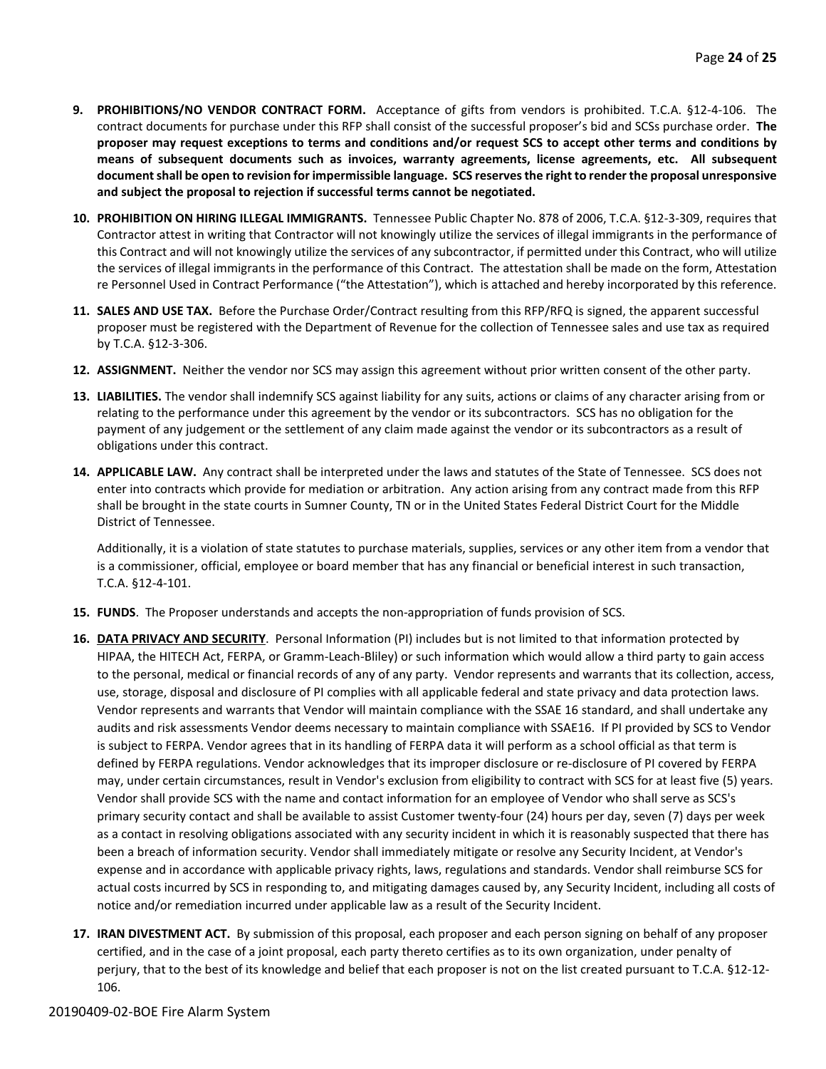9. **PROHIBITIONS/NO VENDOR CONTRACT FORM.** Acceptance of gifts from vendors is prohibited. T.C.A. §12-4-106. The contract documents for purchase under this RFP shall consist of the successful proposer's bid and SCSs purchase order. **The proposer may request exceptions to terms and conditions and/or request SCS to accept other terms and conditions by means of subsequent documents such as invoices, warranty agreements, license agreements, etc. All subsequent document shall be open to revision for impermissible language. SCS reserves the right to render the proposal unresponsive and subject the proposal to rejection if successful terms cannot be negotiated.**

10. **PROHIBITION ON HIRING ILLEGAL IMMIGRANTS.** Tennessee Public Chapter No. 878 of 2006, T.C.A. §12-3-309, requires that Contractor attest in writing that Contractor will not knowingly utilize the services of illegal immigrants in the performance of this Contract and will not knowingly utilize the services of any subcontractor, if permitted under this Contract, who will utilize the services of illegal immigrants in the performance of this Contract. The attestation shall be made on the form, Attestation re Personnel Used in Contract Performance ("the Attestation"), which is attached and hereby incorporated by this reference.

11. **SALES AND USE TAX.** Before the Purchase Order/Contract resulting from this RFP/RFQ is signed, the apparent successful proposer must be registered with the Department of Revenue for the collection of Tennessee sales and use tax as required by T.C.A. §12-3-306.

12. **ASSIGNMENT.** Neither the vendor nor SCS may assign this agreement without prior written consent of the other party.

13. **LIABILITIES.** The vendor shall indemnify SCS against liability for any suits, actions or claims of any character arising from or relating to the performance under this agreement by the vendor or its subcontractors. SCS has no obligation for the payment of any judgement or the settlement of any claim made against the vendor or its subcontractors as a result of obligations under this contract.

14. **APPLICABLE LAW.** Any contract shall be interpreted under the laws and statutes of the State of Tennessee. SCS does not enter into contracts which provide for mediation or arbitration. Any action arising from any contract made from this RFP shall be brought in the state courts in Sumner County, TN or in the United States Federal District Court for the Middle District of Tennessee.

    Additionally, it is a violation of state statutes to purchase materials, supplies, services or any other item from a vendor that is a commissioner, official, employee or board member that has any financial or beneficial interest in such transaction, T.C.A. §12-4-101.

15. **FUNDS**. The Proposer understands and accepts the non-appropriation of funds provision of SCS.

16. **DATA PRIVACY AND SECURITY**. Personal Information (PI) includes but is not limited to that information protected by HIPAA, the HITECH Act, FERPA, or Gramm-Leach-Bliley) or such information which would allow a third party to gain access to the personal, medical or financial records of any of any party. Vendor represents and warrants that its collection, access, use, storage, disposal and disclosure of PI complies with all applicable federal and state privacy and data protection laws. Vendor represents and warrants that Vendor will maintain compliance with the SSAE 16 standard, and shall undertake any audits and risk assessments Vendor deems necessary to maintain compliance with SSAE16. If PI provided by SCS to Vendor is subject to FERPA. Vendor agrees that in its handling of FERPA data it will perform as a school official as that term is defined by FERPA regulations. Vendor acknowledges that its improper disclosure or re-disclosure of PI covered by FERPA may, under certain circumstances, result in Vendor's exclusion from eligibility to contract with SCS for at least five (5) years. Vendor shall provide SCS with the name and contact information for an employee of Vendor who shall serve as SCS's primary security contact and shall be available to assist Customer twenty-four (24) hours per day, seven (7) days per week as a contact in resolving obligations associated with any security incident in which it is reasonably suspected that there has been a breach of information security. Vendor shall immediately mitigate or resolve any Security Incident, at Vendor's expense and in accordance with applicable privacy rights, laws, regulations and standards. Vendor shall reimburse SCS for actual costs incurred by SCS in responding to, and mitigating damages caused by, any Security Incident, including all costs of notice and/or remediation incurred under applicable law as a result of the Security Incident.

17. **IRAN DIVESTMENT ACT.** By submission of this proposal, each proposer and each person signing on behalf of any proposer certified, and in the case of a joint proposal, each party thereto certifies as to its own organization, under penalty of perjury, that to the best of its knowledge and belief that each proposer is not on the list created pursuant to T.C.A. §12-12-106.

20190409-02-BOE Fire Alarm System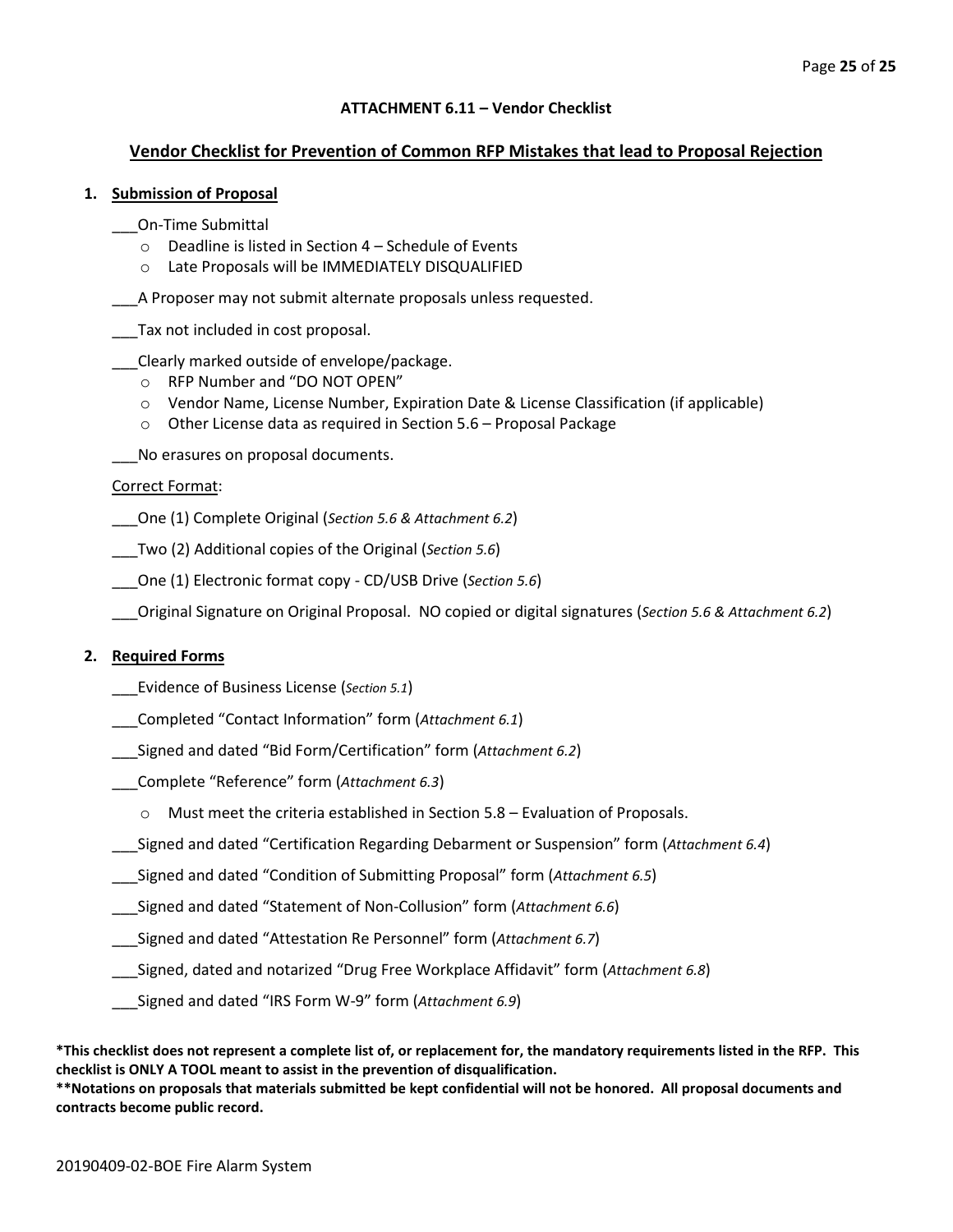**ATTACHMENT 6.11 – Vendor Checklist**

## Vendor Checklist for Prevention of Common RFP Mistakes that lead to Proposal Rejection

1. **Submission of Proposal**

   ___On-Time Submittal
   - o Deadline is listed in Section 4 – Schedule of Events
   - o Late Proposals will be IMMEDIATELY DISQUALIFIED

   ___A Proposer may not submit alternate proposals unless requested.

   ___Tax not included in cost proposal.

   ___Clearly marked outside of envelope/package.
   - o RFP Number and "DO NOT OPEN"
   - o Vendor Name, License Number, Expiration Date & License Classification (if applicable)
   - o Other License data as required in Section 5.6 – Proposal Package

   ___No erasures on proposal documents.

   Correct Format:

   ___One (1) Complete Original (*Section 5.6 & Attachment 6.2*)

   ___Two (2) Additional copies of the Original (*Section 5.6*)

   ___One (1) Electronic format copy - CD/USB Drive (*Section 5.6*)

   ___Original Signature on Original Proposal. NO copied or digital signatures (*Section 5.6 & Attachment 6.2*)

2. **Required Forms**

   ___Evidence of Business License (*Section 5.1*)

   ___Completed "Contact Information" form (*Attachment 6.1*)

   ___Signed and dated "Bid Form/Certification" form (*Attachment 6.2*)

   ___Complete "Reference" form (*Attachment 6.3*)
   - o Must meet the criteria established in Section 5.8 – Evaluation of Proposals.

   ___Signed and dated "Certification Regarding Debarment or Suspension" form (*Attachment 6.4*)

   ___Signed and dated "Condition of Submitting Proposal" form (*Attachment 6.5*)

   ___Signed and dated "Statement of Non-Collusion" form (*Attachment 6.6*)

   ___Signed and dated "Attestation Re Personnel" form (*Attachment 6.7*)

   ___Signed, dated and notarized "Drug Free Workplace Affidavit" form (*Attachment 6.8*)

   ___Signed and dated "IRS Form W-9" form (*Attachment 6.9*)

**\*This checklist does not represent a complete list of, or replacement for, the mandatory requirements listed in the RFP. This checklist is ONLY A TOOL meant to assist in the prevention of disqualification.**

**\*\*Notations on proposals that materials submitted be kept confidential will not be honored. All proposal documents and contracts become public record.**

20190409-02-BOE Fire Alarm System